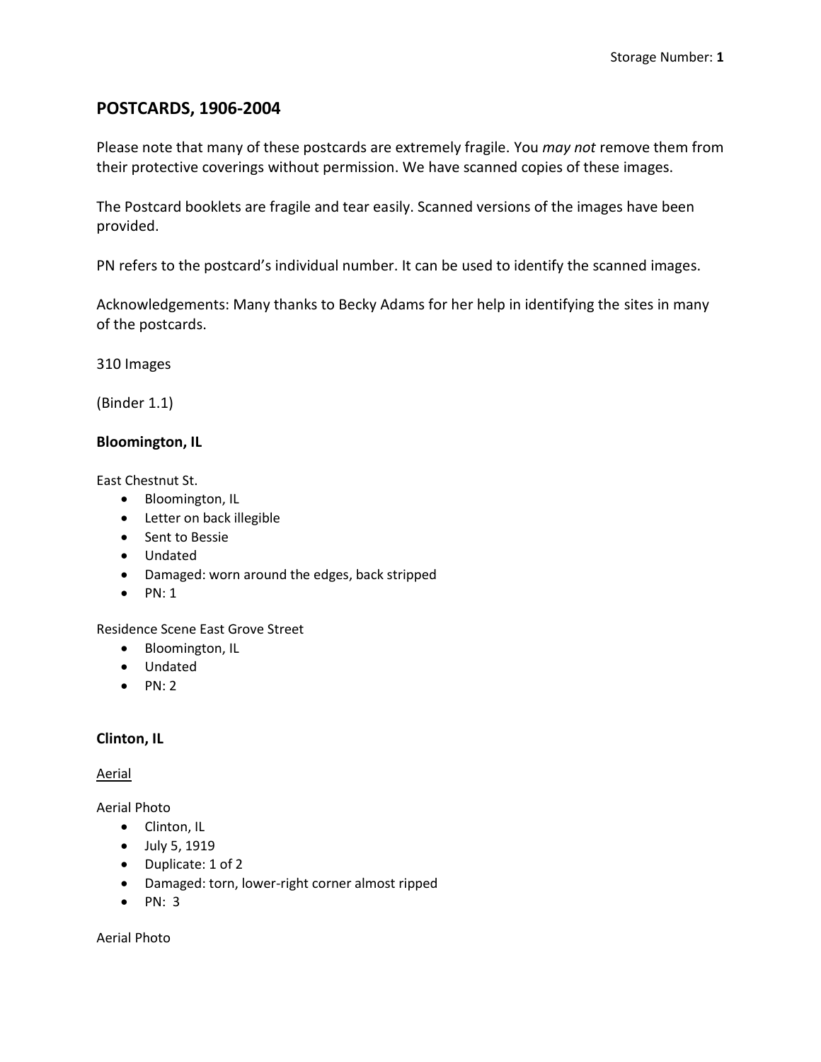Storage Number: **1**

## POSTCARDS, 1906-2004

Please note that many of these postcards are extremely fragile. You *may not* remove them from their protective coverings without permission. We have scanned copies of these images.

The Postcard booklets are fragile and tear easily. Scanned versions of the images have been provided.

PN refers to the postcard's individual number. It can be used to identify the scanned images.

Acknowledgements: Many thanks to Becky Adams for her help in identifying the sites in many of the postcards.

310 Images

(Binder 1.1)

### Bloomington, IL

East Chestnut St.

- Bloomington, IL
- Letter on back illegible
- Sent to Bessie
- Undated
- Damaged: worn around the edges, back stripped
- PN: 1

Residence Scene East Grove Street

- Bloomington, IL
- Undated
- PN: 2

### Clinton, IL

<u>Aerial</u>

Aerial Photo

- Clinton, IL
- July 5, 1919
- Duplicate: 1 of 2
- Damaged: torn, lower-right corner almost ripped
- PN: 3

Aerial Photo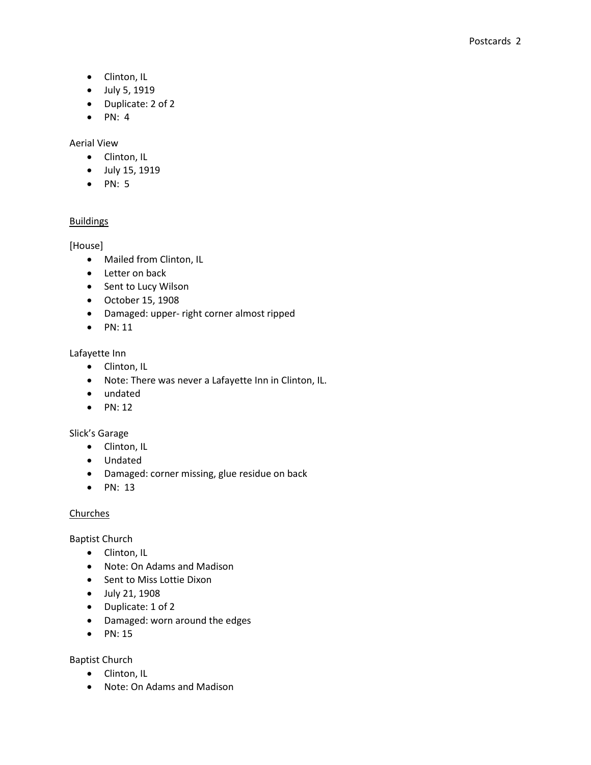- Clinton, IL
- July 5, 1919
- Duplicate: 2 of 2
- PN: 4

Aerial View

- Clinton, IL
- July 15, 1919
- PN: 5

<u>Buildings</u>

[House]

- Mailed from Clinton, IL
- Letter on back
- Sent to Lucy Wilson
- October 15, 1908
- Damaged: upper- right corner almost ripped
- PN: 11

Lafayette Inn

- Clinton, IL
- Note: There was never a Lafayette Inn in Clinton, IL.
- undated
- PN: 12

Slick's Garage

- Clinton, IL
- Undated
- Damaged: corner missing, glue residue on back
- PN: 13

<u>Churches</u>

Baptist Church

- Clinton, IL
- Note: On Adams and Madison
- Sent to Miss Lottie Dixon
- July 21, 1908
- Duplicate: 1 of 2
- Damaged: worn around the edges
- PN: 15

Baptist Church

- Clinton, IL
- Note: On Adams and Madison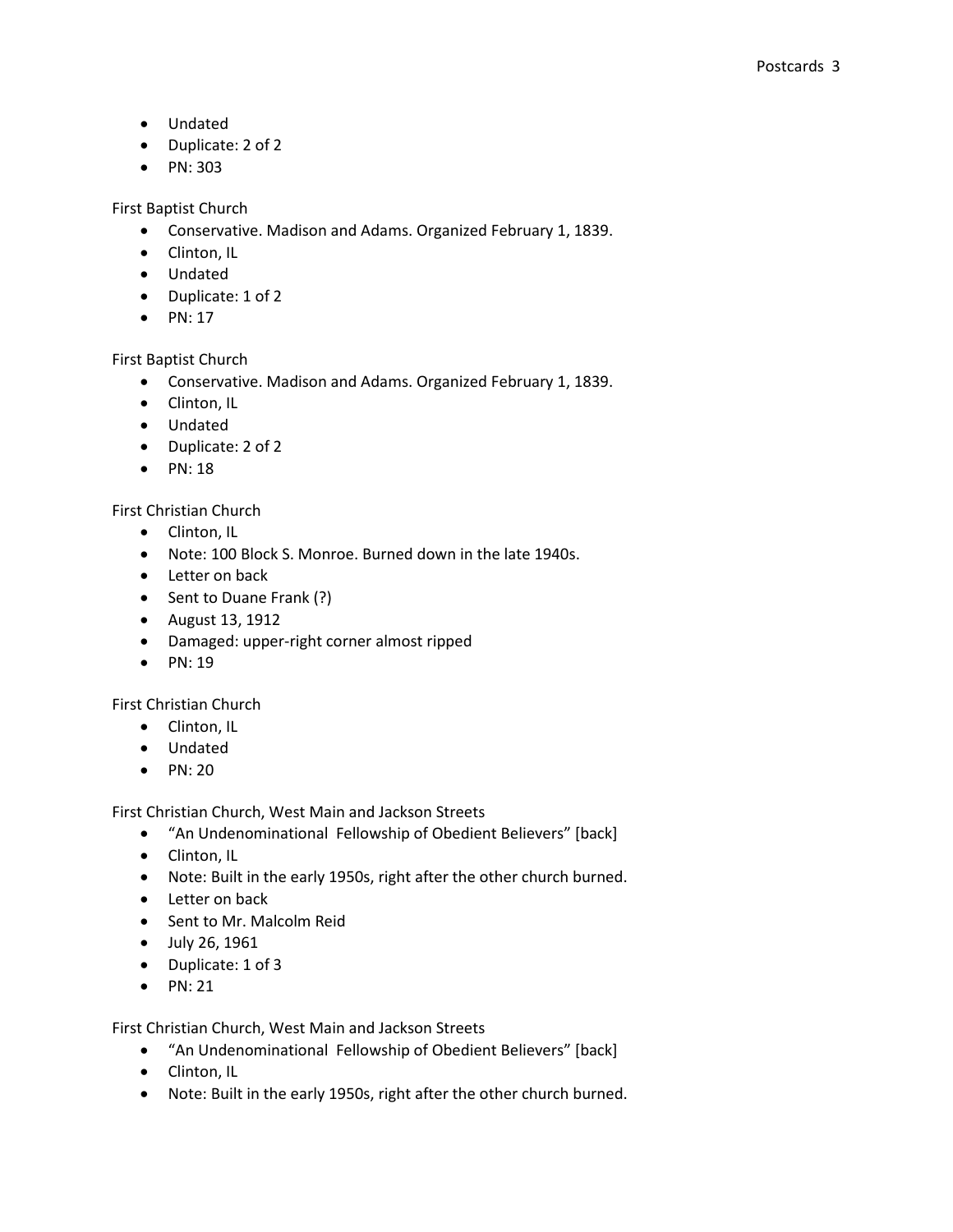- Undated
- Duplicate: 2 of 2
- PN: 303

First Baptist Church

- Conservative. Madison and Adams. Organized February 1, 1839.
- Clinton, IL
- Undated
- Duplicate: 1 of 2
- PN: 17

First Baptist Church

- Conservative. Madison and Adams. Organized February 1, 1839.
- Clinton, IL
- Undated
- Duplicate: 2 of 2
- PN: 18

First Christian Church

- Clinton, IL
- Note: 100 Block S. Monroe. Burned down in the late 1940s.
- Letter on back
- Sent to Duane Frank (?)
- August 13, 1912
- Damaged: upper-right corner almost ripped
- PN: 19

First Christian Church

- Clinton, IL
- Undated
- PN: 20

First Christian Church, West Main and Jackson Streets

- "An Undenominational Fellowship of Obedient Believers" [back]
- Clinton, IL
- Note: Built in the early 1950s, right after the other church burned.
- Letter on back
- Sent to Mr. Malcolm Reid
- July 26, 1961
- Duplicate: 1 of 3
- PN: 21

First Christian Church, West Main and Jackson Streets

- "An Undenominational Fellowship of Obedient Believers" [back]
- Clinton, IL
- Note: Built in the early 1950s, right after the other church burned.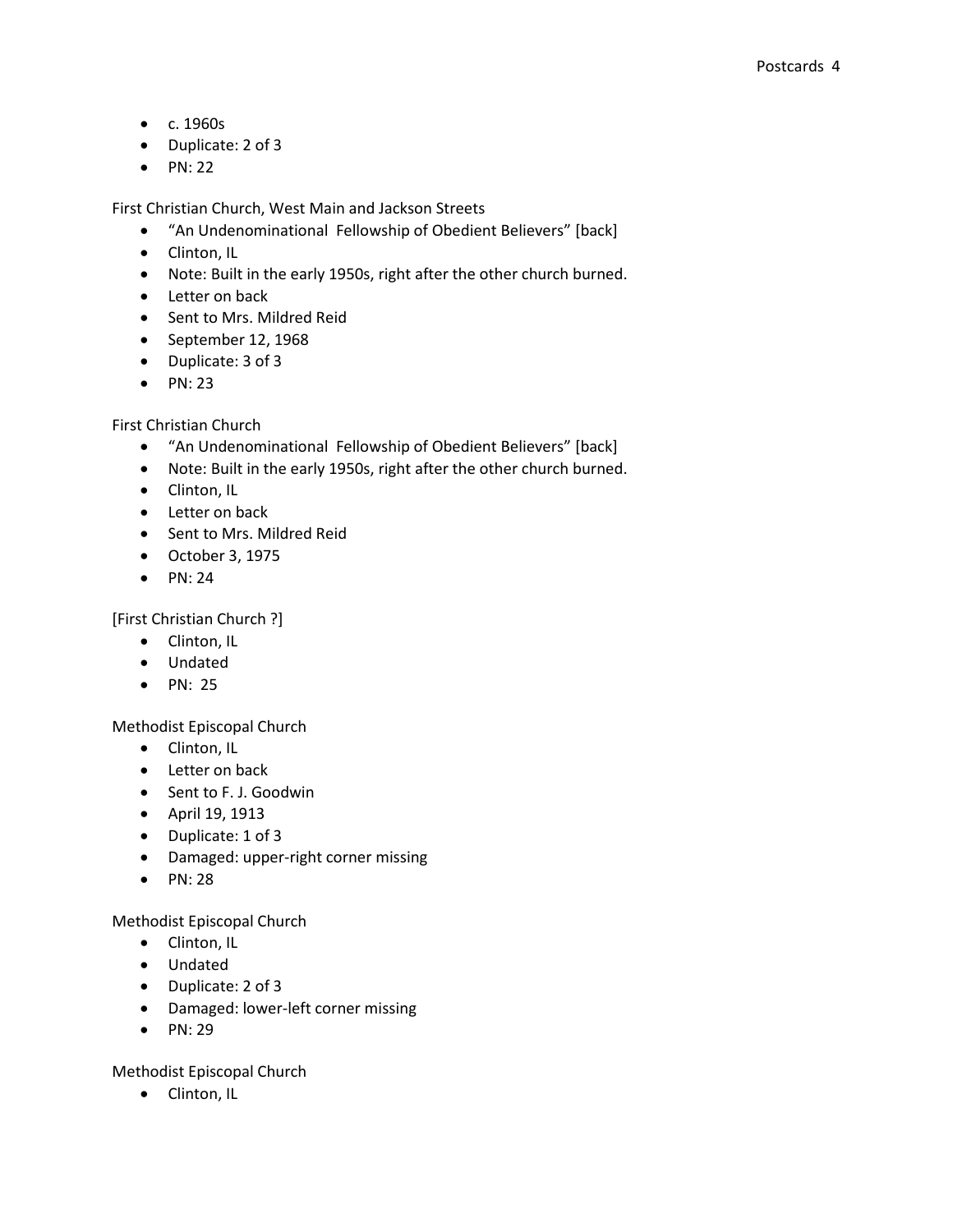- c. 1960s
- Duplicate: 2 of 3
- PN: 22

First Christian Church, West Main and Jackson Streets

- "An Undenominational Fellowship of Obedient Believers" [back]
- Clinton, IL
- Note: Built in the early 1950s, right after the other church burned.
- Letter on back
- Sent to Mrs. Mildred Reid
- September 12, 1968
- Duplicate: 3 of 3
- PN: 23

First Christian Church

- "An Undenominational Fellowship of Obedient Believers" [back]
- Note: Built in the early 1950s, right after the other church burned.
- Clinton, IL
- Letter on back
- Sent to Mrs. Mildred Reid
- October 3, 1975
- PN: 24

[First Christian Church ?]

- Clinton, IL
- Undated
- PN: 25

Methodist Episcopal Church

- Clinton, IL
- Letter on back
- Sent to F. J. Goodwin
- April 19, 1913
- Duplicate: 1 of 3
- Damaged: upper-right corner missing
- PN: 28

Methodist Episcopal Church

- Clinton, IL
- Undated
- Duplicate: 2 of 3
- Damaged: lower-left corner missing
- PN: 29

Methodist Episcopal Church

- Clinton, IL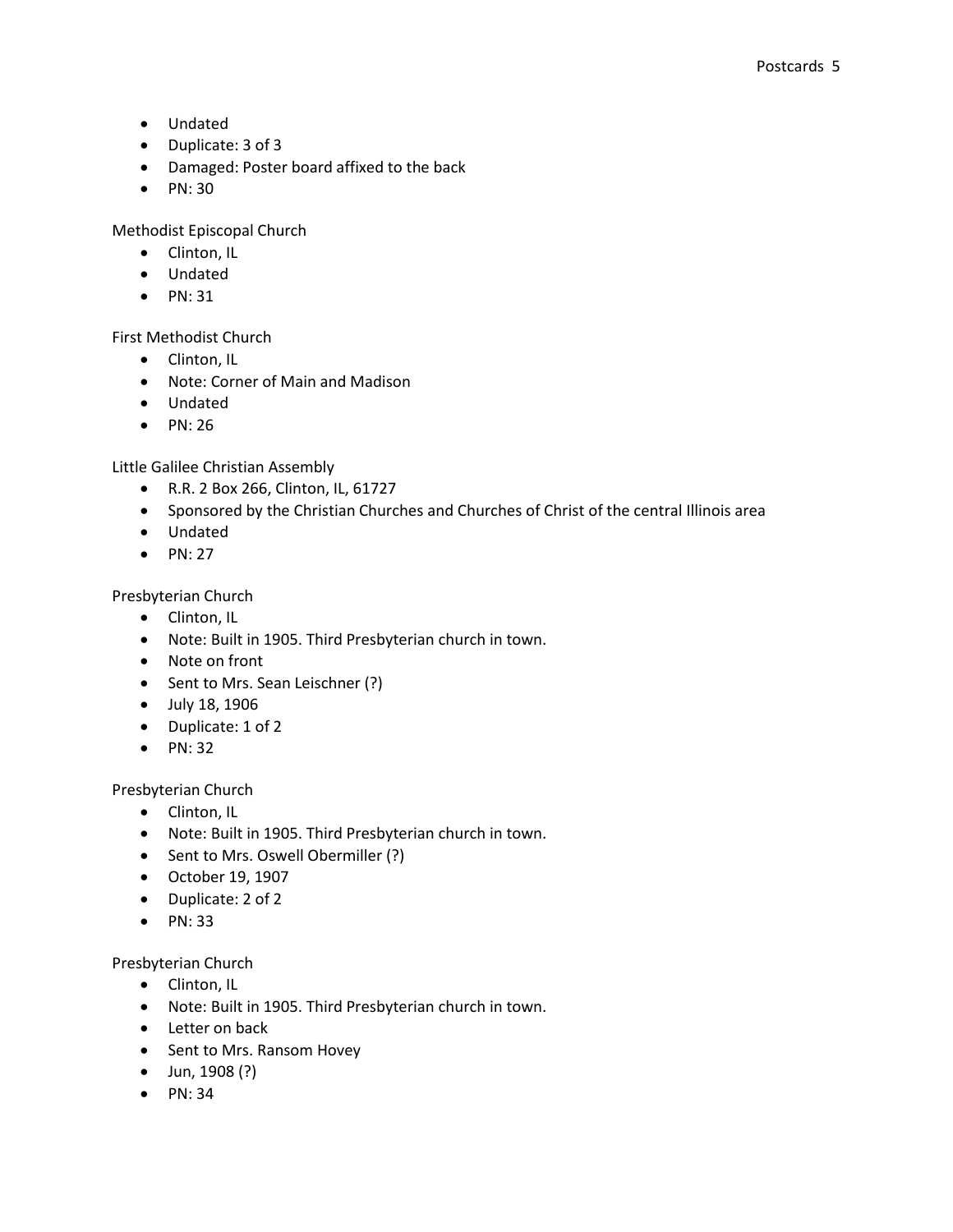- Undated
- Duplicate: 3 of 3
- Damaged: Poster board affixed to the back
- PN: 30

Methodist Episcopal Church

- Clinton, IL
- Undated
- PN: 31

First Methodist Church

- Clinton, IL
- Note: Corner of Main and Madison
- Undated
- PN: 26

Little Galilee Christian Assembly

- R.R. 2 Box 266, Clinton, IL, 61727
- Sponsored by the Christian Churches and Churches of Christ of the central Illinois area
- Undated
- PN: 27

Presbyterian Church

- Clinton, IL
- Note: Built in 1905. Third Presbyterian church in town.
- Note on front
- Sent to Mrs. Sean Leischner (?)
- July 18, 1906
- Duplicate: 1 of 2
- PN: 32

Presbyterian Church

- Clinton, IL
- Note: Built in 1905. Third Presbyterian church in town.
- Sent to Mrs. Oswell Obermiller (?)
- October 19, 1907
- Duplicate: 2 of 2
- PN: 33

Presbyterian Church

- Clinton, IL
- Note: Built in 1905. Third Presbyterian church in town.
- Letter on back
- Sent to Mrs. Ransom Hovey
- Jun, 1908 (?)
- PN: 34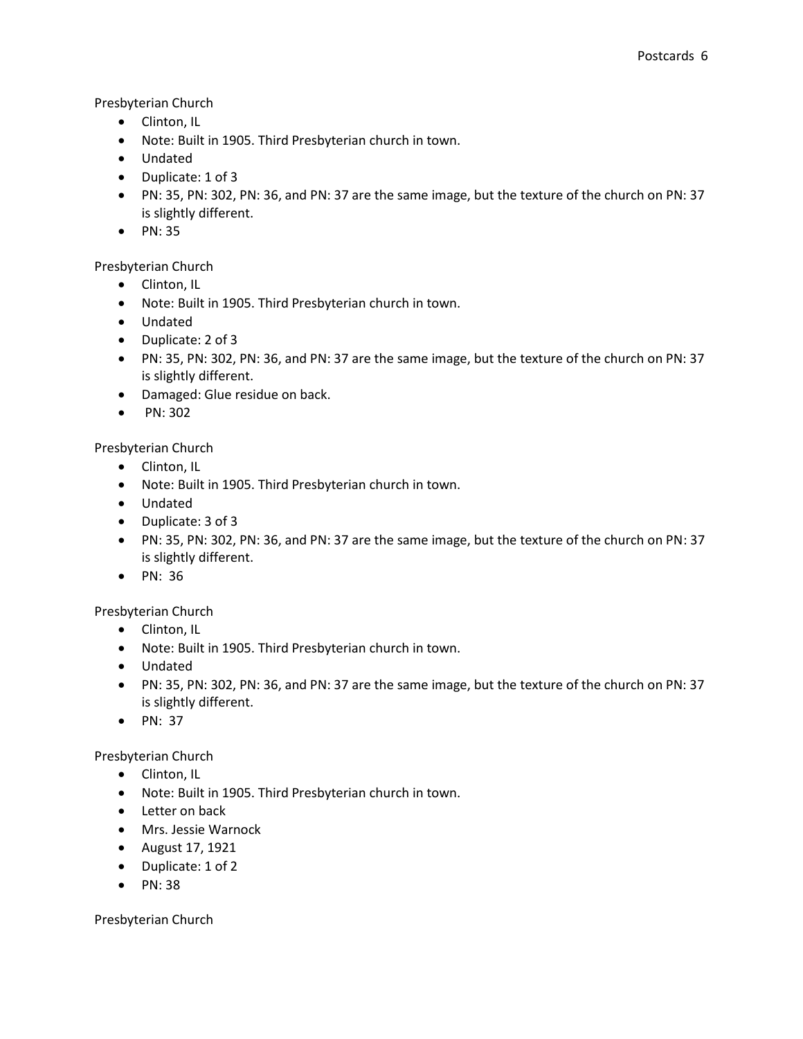Presbyterian Church

- Clinton, IL
- Note: Built in 1905. Third Presbyterian church in town.
- Undated
- Duplicate: 1 of 3
- PN: 35, PN: 302, PN: 36, and PN: 37 are the same image, but the texture of the church on PN: 37 is slightly different.
- PN: 35

Presbyterian Church

- Clinton, IL
- Note: Built in 1905. Third Presbyterian church in town.
- Undated
- Duplicate: 2 of 3
- PN: 35, PN: 302, PN: 36, and PN: 37 are the same image, but the texture of the church on PN: 37 is slightly different.
- Damaged: Glue residue on back.
- PN: 302

Presbyterian Church

- Clinton, IL
- Note: Built in 1905. Third Presbyterian church in town.
- Undated
- Duplicate: 3 of 3
- PN: 35, PN: 302, PN: 36, and PN: 37 are the same image, but the texture of the church on PN: 37 is slightly different.
- PN: 36

Presbyterian Church

- Clinton, IL
- Note: Built in 1905. Third Presbyterian church in town.
- Undated
- PN: 35, PN: 302, PN: 36, and PN: 37 are the same image, but the texture of the church on PN: 37 is slightly different.
- PN: 37

Presbyterian Church

- Clinton, IL
- Note: Built in 1905. Third Presbyterian church in town.
- Letter on back
- Mrs. Jessie Warnock
- August 17, 1921
- Duplicate: 1 of 2
- PN: 38

Presbyterian Church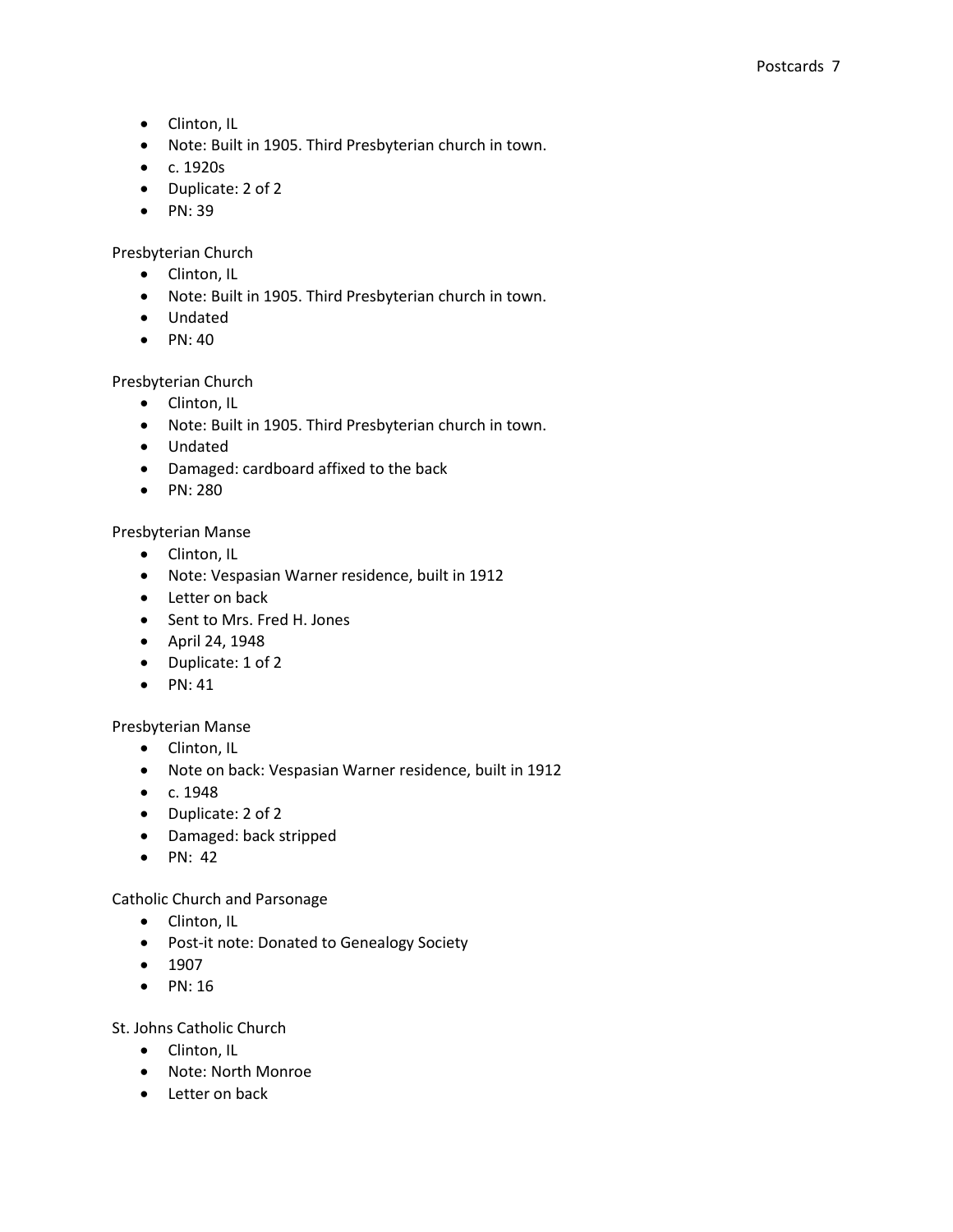- Clinton, IL
- Note: Built in 1905. Third Presbyterian church in town.
- c. 1920s
- Duplicate: 2 of 2
- PN: 39

Presbyterian Church

- Clinton, IL
- Note: Built in 1905. Third Presbyterian church in town.
- Undated
- PN: 40

Presbyterian Church

- Clinton, IL
- Note: Built in 1905. Third Presbyterian church in town.
- Undated
- Damaged: cardboard affixed to the back
- PN: 280

Presbyterian Manse

- Clinton, IL
- Note: Vespasian Warner residence, built in 1912
- Letter on back
- Sent to Mrs. Fred H. Jones
- April 24, 1948
- Duplicate: 1 of 2
- PN: 41

Presbyterian Manse

- Clinton, IL
- Note on back: Vespasian Warner residence, built in 1912
- c. 1948
- Duplicate: 2 of 2
- Damaged: back stripped
- PN: 42

Catholic Church and Parsonage

- Clinton, IL
- Post-it note: Donated to Genealogy Society
- 1907
- PN: 16

St. Johns Catholic Church

- Clinton, IL
- Note: North Monroe
- Letter on back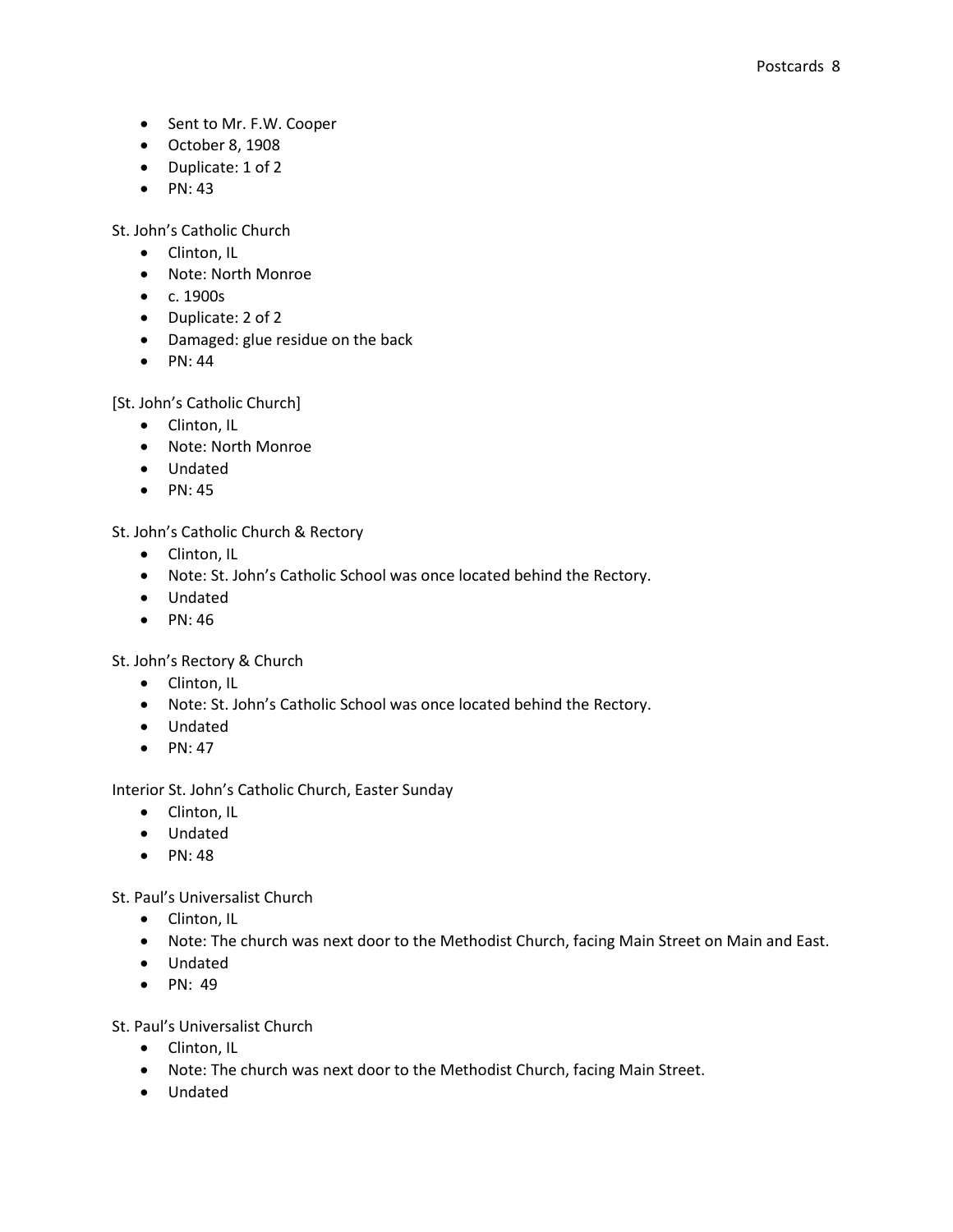- Sent to Mr. F.W. Cooper
- October 8, 1908
- Duplicate: 1 of 2
- PN: 43

St. John's Catholic Church
- Clinton, IL
- Note: North Monroe
- c. 1900s
- Duplicate: 2 of 2
- Damaged: glue residue on the back
- PN: 44

[St. John's Catholic Church]
- Clinton, IL
- Note: North Monroe
- Undated
- PN: 45

St. John's Catholic Church & Rectory
- Clinton, IL
- Note: St. John's Catholic School was once located behind the Rectory.
- Undated
- PN: 46

St. John's Rectory & Church
- Clinton, IL
- Note: St. John's Catholic School was once located behind the Rectory.
- Undated
- PN: 47

Interior St. John's Catholic Church, Easter Sunday
- Clinton, IL
- Undated
- PN: 48

St. Paul's Universalist Church
- Clinton, IL
- Note: The church was next door to the Methodist Church, facing Main Street on Main and East.
- Undated
- PN: 49

St. Paul's Universalist Church
- Clinton, IL
- Note: The church was next door to the Methodist Church, facing Main Street.
- Undated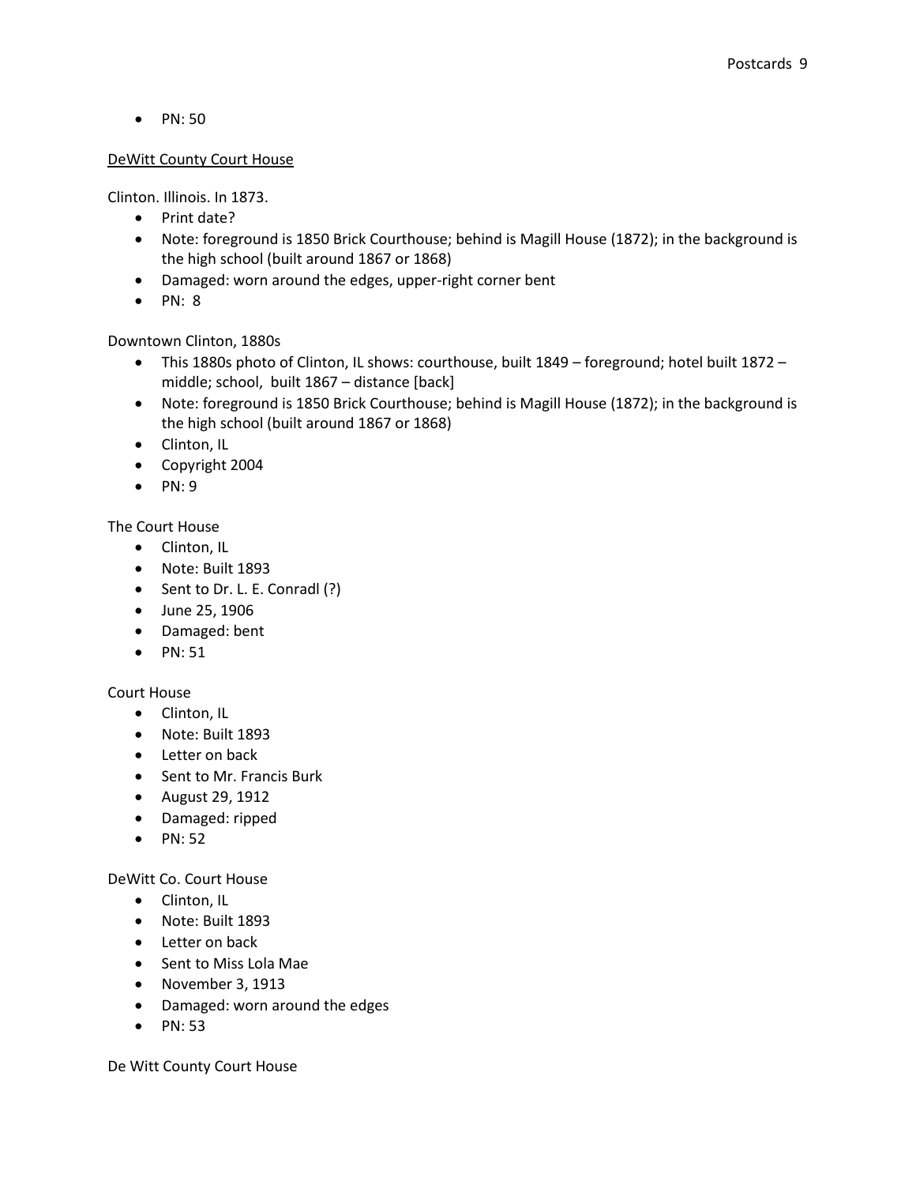- PN: 50

<u>DeWitt County Court House</u>

Clinton. Illinois. In 1873.

- Print date?
- Note: foreground is 1850 Brick Courthouse; behind is Magill House (1872); in the background is the high school (built around 1867 or 1868)
- Damaged: worn around the edges, upper-right corner bent
- PN: 8

Downtown Clinton, 1880s

- This 1880s photo of Clinton, IL shows: courthouse, built 1849 – foreground; hotel built 1872 – middle; school, built 1867 – distance [back]
- Note: foreground is 1850 Brick Courthouse; behind is Magill House (1872); in the background is the high school (built around 1867 or 1868)
- Clinton, IL
- Copyright 2004
- PN: 9

The Court House

- Clinton, IL
- Note: Built 1893
- Sent to Dr. L. E. Conradl (?)
- June 25, 1906
- Damaged: bent
- PN: 51

Court House

- Clinton, IL
- Note: Built 1893
- Letter on back
- Sent to Mr. Francis Burk
- August 29, 1912
- Damaged: ripped
- PN: 52

DeWitt Co. Court House

- Clinton, IL
- Note: Built 1893
- Letter on back
- Sent to Miss Lola Mae
- November 3, 1913
- Damaged: worn around the edges
- PN: 53

De Witt County Court House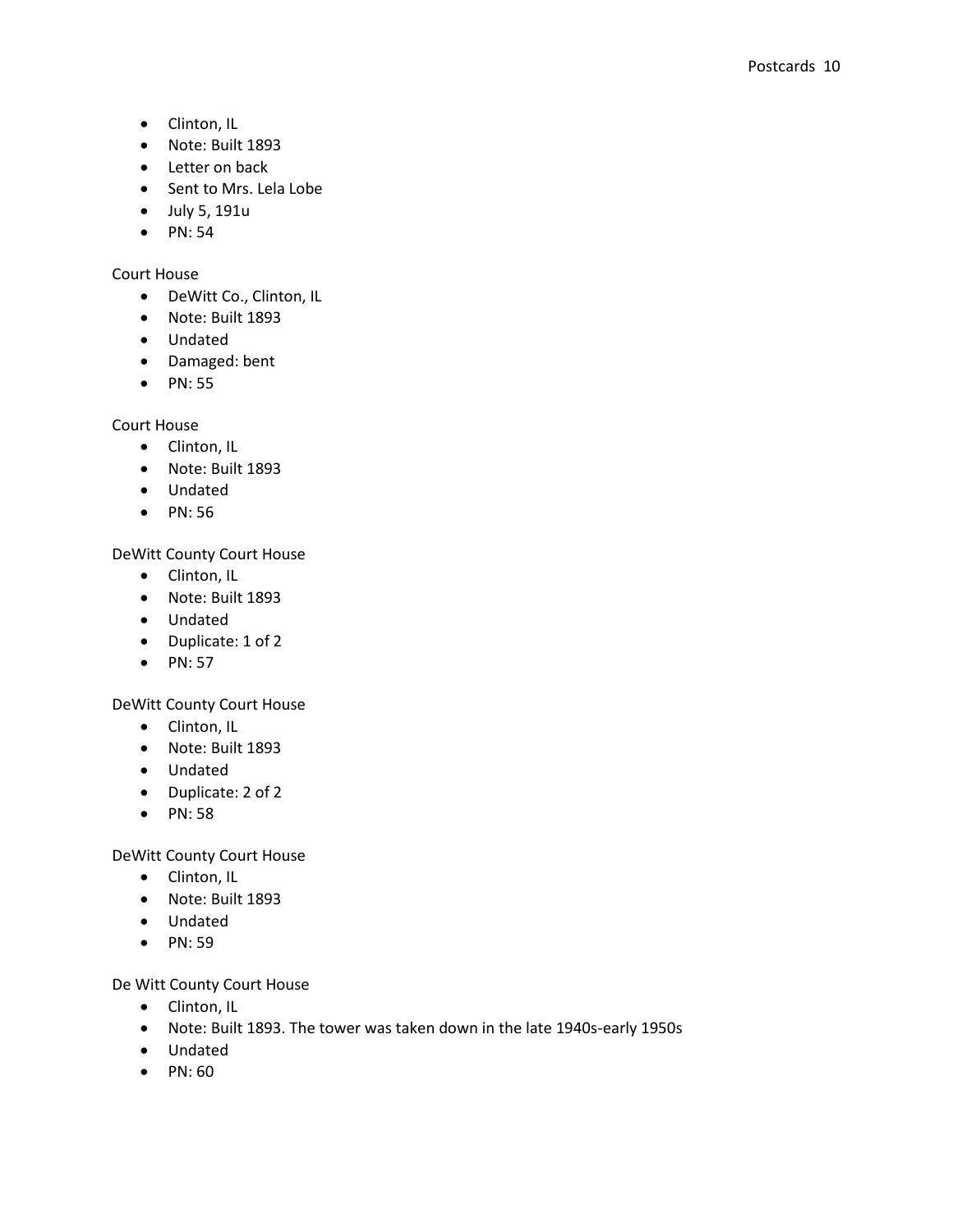- Clinton, IL
- Note: Built 1893
- Letter on back
- Sent to Mrs. Lela Lobe
- July 5, 191u
- PN: 54

Court House

- DeWitt Co., Clinton, IL
- Note: Built 1893
- Undated
- Damaged: bent
- PN: 55

Court House

- Clinton, IL
- Note: Built 1893
- Undated
- PN: 56

DeWitt County Court House

- Clinton, IL
- Note: Built 1893
- Undated
- Duplicate: 1 of 2
- PN: 57

DeWitt County Court House

- Clinton, IL
- Note: Built 1893
- Undated
- Duplicate: 2 of 2
- PN: 58

DeWitt County Court House

- Clinton, IL
- Note: Built 1893
- Undated
- PN: 59

De Witt County Court House

- Clinton, IL
- Note: Built 1893. The tower was taken down in the late 1940s-early 1950s
- Undated
- PN: 60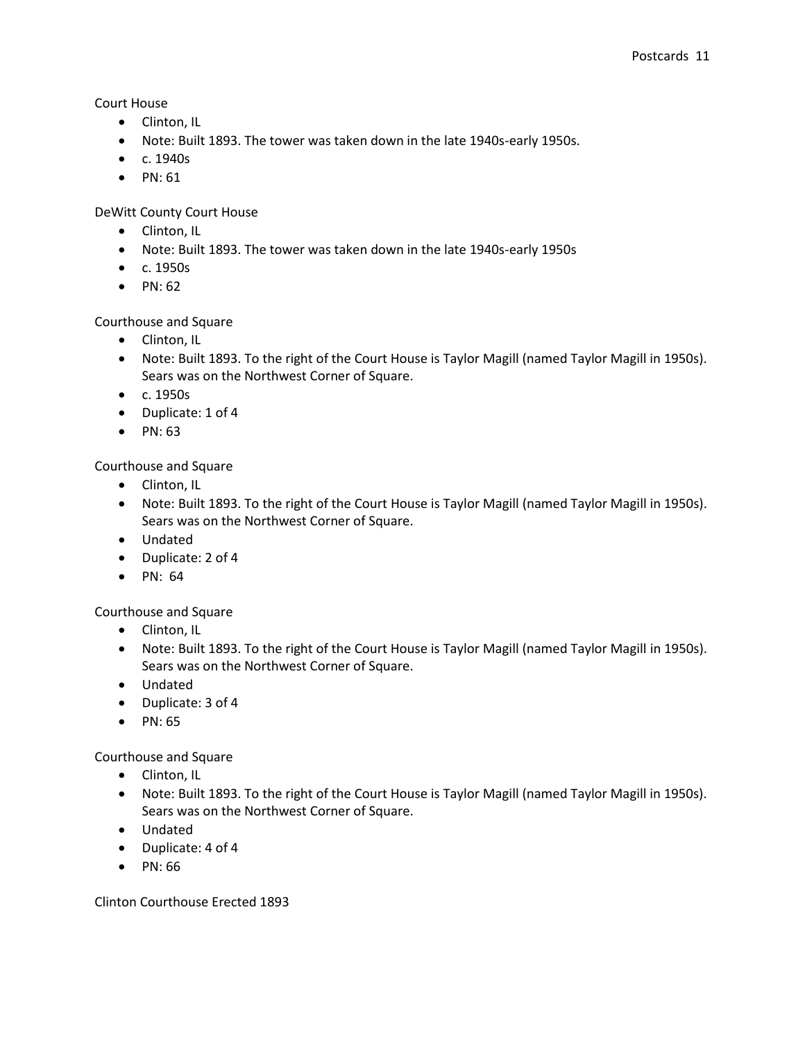Court House

- Clinton, IL
- Note: Built 1893. The tower was taken down in the late 1940s-early 1950s.
- c. 1940s
- PN: 61

DeWitt County Court House

- Clinton, IL
- Note: Built 1893. The tower was taken down in the late 1940s-early 1950s
- c. 1950s
- PN: 62

Courthouse and Square

- Clinton, IL
- Note: Built 1893. To the right of the Court House is Taylor Magill (named Taylor Magill in 1950s). Sears was on the Northwest Corner of Square.
- c. 1950s
- Duplicate: 1 of 4
- PN: 63

Courthouse and Square

- Clinton, IL
- Note: Built 1893. To the right of the Court House is Taylor Magill (named Taylor Magill in 1950s). Sears was on the Northwest Corner of Square.
- Undated
- Duplicate: 2 of 4
- PN: 64

Courthouse and Square

- Clinton, IL
- Note: Built 1893. To the right of the Court House is Taylor Magill (named Taylor Magill in 1950s). Sears was on the Northwest Corner of Square.
- Undated
- Duplicate: 3 of 4
- PN: 65

Courthouse and Square

- Clinton, IL
- Note: Built 1893. To the right of the Court House is Taylor Magill (named Taylor Magill in 1950s). Sears was on the Northwest Corner of Square.
- Undated
- Duplicate: 4 of 4
- PN: 66

Clinton Courthouse Erected 1893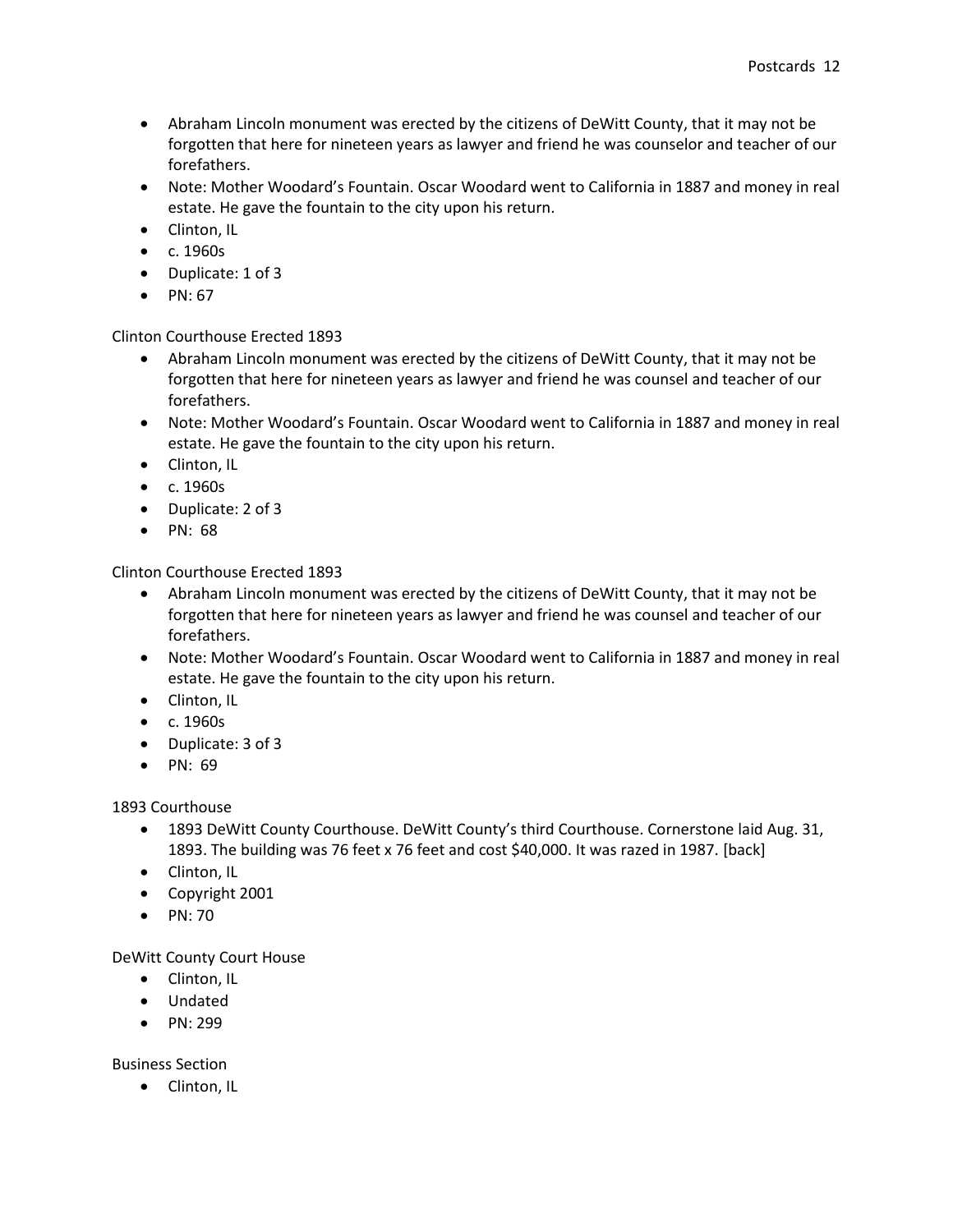- Abraham Lincoln monument was erected by the citizens of DeWitt County, that it may not be forgotten that here for nineteen years as lawyer and friend he was counselor and teacher of our forefathers.
- Note: Mother Woodard's Fountain. Oscar Woodard went to California in 1887 and money in real estate. He gave the fountain to the city upon his return.
- Clinton, IL
- c. 1960s
- Duplicate: 1 of 3
- PN: 67

Clinton Courthouse Erected 1893

- Abraham Lincoln monument was erected by the citizens of DeWitt County, that it may not be forgotten that here for nineteen years as lawyer and friend he was counsel and teacher of our forefathers.
- Note: Mother Woodard's Fountain. Oscar Woodard went to California in 1887 and money in real estate. He gave the fountain to the city upon his return.
- Clinton, IL
- c. 1960s
- Duplicate: 2 of 3
- PN: 68

Clinton Courthouse Erected 1893

- Abraham Lincoln monument was erected by the citizens of DeWitt County, that it may not be forgotten that here for nineteen years as lawyer and friend he was counsel and teacher of our forefathers.
- Note: Mother Woodard's Fountain. Oscar Woodard went to California in 1887 and money in real estate. He gave the fountain to the city upon his return.
- Clinton, IL
- c. 1960s
- Duplicate: 3 of 3
- PN: 69

1893 Courthouse

- 1893 DeWitt County Courthouse. DeWitt County's third Courthouse. Cornerstone laid Aug. 31, 1893. The building was 76 feet x 76 feet and cost $40,000. It was razed in 1987. [back]
- Clinton, IL
- Copyright 2001
- PN: 70

DeWitt County Court House

- Clinton, IL
- Undated
- PN: 299

Business Section

- Clinton, IL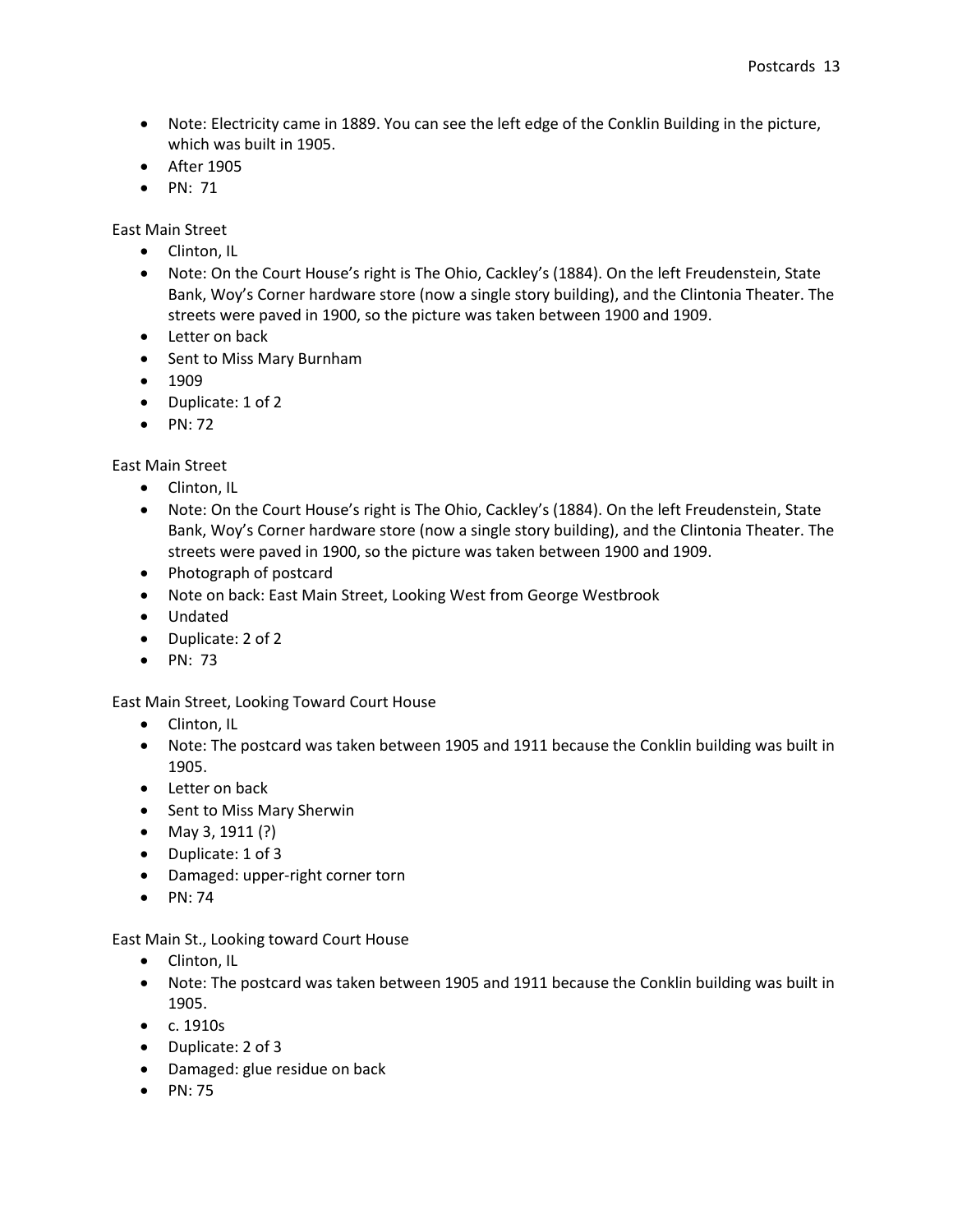- Note: Electricity came in 1889. You can see the left edge of the Conklin Building in the picture, which was built in 1905.
- After 1905
- PN: 71

East Main Street

- Clinton, IL
- Note: On the Court House's right is The Ohio, Cackley's (1884). On the left Freudenstein, State Bank, Woy's Corner hardware store (now a single story building), and the Clintonia Theater. The streets were paved in 1900, so the picture was taken between 1900 and 1909.
- Letter on back
- Sent to Miss Mary Burnham
- 1909
- Duplicate: 1 of 2
- PN: 72

East Main Street

- Clinton, IL
- Note: On the Court House's right is The Ohio, Cackley's (1884). On the left Freudenstein, State Bank, Woy's Corner hardware store (now a single story building), and the Clintonia Theater. The streets were paved in 1900, so the picture was taken between 1900 and 1909.
- Photograph of postcard
- Note on back: East Main Street, Looking West from George Westbrook
- Undated
- Duplicate: 2 of 2
- PN: 73

East Main Street, Looking Toward Court House

- Clinton, IL
- Note: The postcard was taken between 1905 and 1911 because the Conklin building was built in 1905.
- Letter on back
- Sent to Miss Mary Sherwin
- May 3, 1911 (?)
- Duplicate: 1 of 3
- Damaged: upper-right corner torn
- PN: 74

East Main St., Looking toward Court House

- Clinton, IL
- Note: The postcard was taken between 1905 and 1911 because the Conklin building was built in 1905.
- c. 1910s
- Duplicate: 2 of 3
- Damaged: glue residue on back
- PN: 75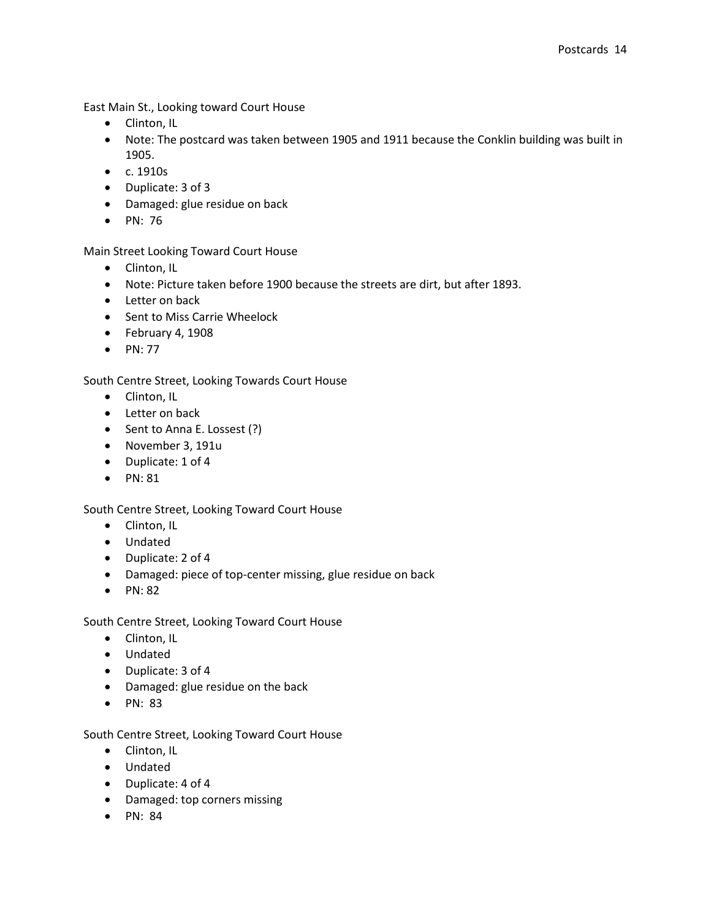East Main St., Looking toward Court House

- Clinton, IL
- Note: The postcard was taken between 1905 and 1911 because the Conklin building was built in 1905.
- c. 1910s
- Duplicate: 3 of 3
- Damaged: glue residue on back
- PN:  76

Main Street Looking Toward Court House

- Clinton, IL
- Note: Picture taken before 1900 because the streets are dirt, but after 1893.
- Letter on back
- Sent to Miss Carrie Wheelock
- February 4, 1908
- PN: 77

South Centre Street, Looking Towards Court House

- Clinton, IL
- Letter on back
- Sent to Anna E. Lossest (?)
- November 3, 191u
- Duplicate: 1 of 4
- PN: 81

South Centre Street, Looking Toward Court House

- Clinton, IL
- Undated
- Duplicate: 2 of 4
- Damaged: piece of top-center missing, glue residue on back
- PN: 82

South Centre Street, Looking Toward Court House

- Clinton, IL
- Undated
- Duplicate: 3 of 4
- Damaged: glue residue on the back
- PN:  83

South Centre Street, Looking Toward Court House

- Clinton, IL
- Undated
- Duplicate: 4 of 4
- Damaged: top corners missing
- PN:  84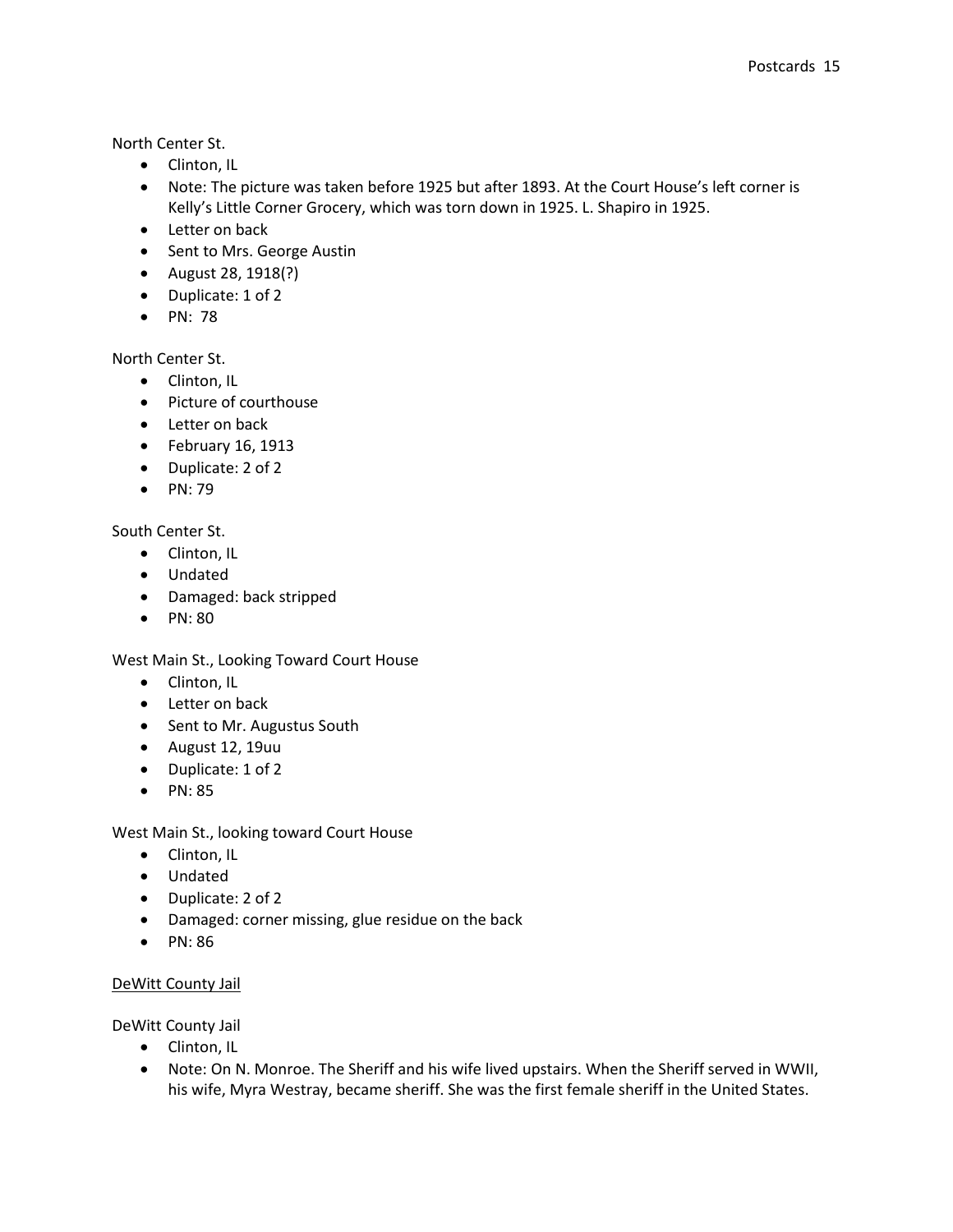North Center St.

- Clinton, IL
- Note: The picture was taken before 1925 but after 1893. At the Court House's left corner is Kelly's Little Corner Grocery, which was torn down in 1925. L. Shapiro in 1925.
- Letter on back
- Sent to Mrs. George Austin
- August 28, 1918(?)
- Duplicate: 1 of 2
- PN: 78

North Center St.

- Clinton, IL
- Picture of courthouse
- Letter on back
- February 16, 1913
- Duplicate: 2 of 2
- PN: 79

South Center St.

- Clinton, IL
- Undated
- Damaged: back stripped
- PN: 80

West Main St., Looking Toward Court House

- Clinton, IL
- Letter on back
- Sent to Mr. Augustus South
- August 12, 19uu
- Duplicate: 1 of 2
- PN: 85

West Main St., looking toward Court House

- Clinton, IL
- Undated
- Duplicate: 2 of 2
- Damaged: corner missing, glue residue on the back
- PN: 86

<u>DeWitt County Jail</u>

DeWitt County Jail

- Clinton, IL
- Note: On N. Monroe. The Sheriff and his wife lived upstairs. When the Sheriff served in WWII, his wife, Myra Westray, became sheriff. She was the first female sheriff in the United States.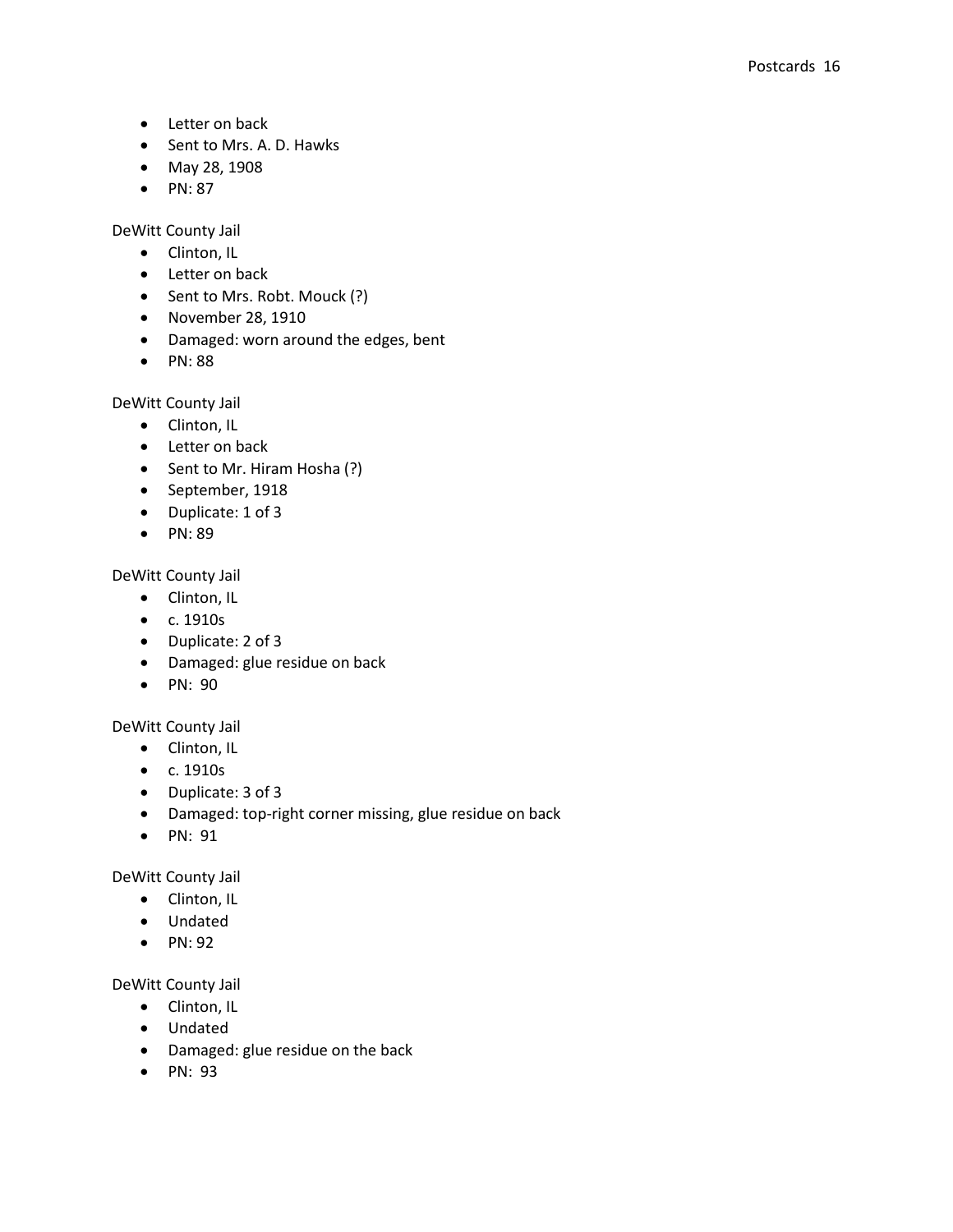- Letter on back
- Sent to Mrs. A. D. Hawks
- May 28, 1908
- PN: 87

DeWitt County Jail

- Clinton, IL
- Letter on back
- Sent to Mrs. Robt. Mouck (?)
- November 28, 1910
- Damaged: worn around the edges, bent
- PN: 88

DeWitt County Jail

- Clinton, IL
- Letter on back
- Sent to Mr. Hiram Hosha (?)
- September, 1918
- Duplicate: 1 of 3
- PN: 89

DeWitt County Jail

- Clinton, IL
- c. 1910s
- Duplicate: 2 of 3
- Damaged: glue residue on back
- PN: 90

DeWitt County Jail

- Clinton, IL
- c. 1910s
- Duplicate: 3 of 3
- Damaged: top-right corner missing, glue residue on back
- PN: 91

DeWitt County Jail

- Clinton, IL
- Undated
- PN: 92

DeWitt County Jail

- Clinton, IL
- Undated
- Damaged: glue residue on the back
- PN: 93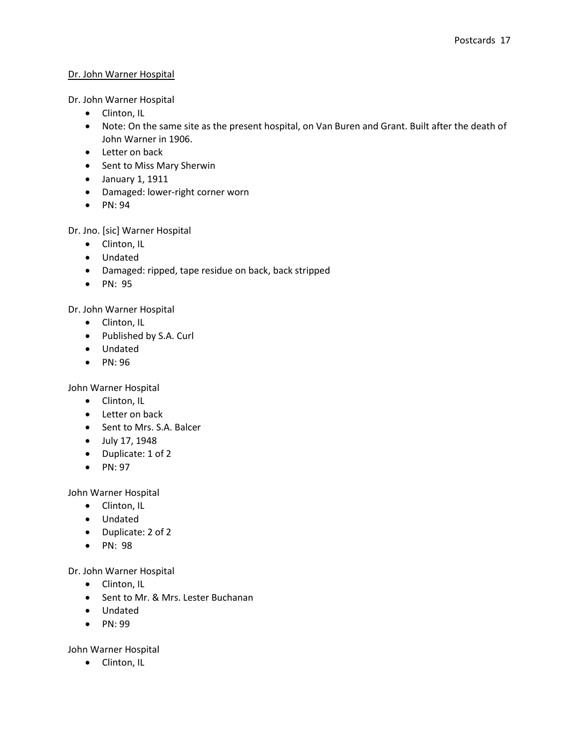<u>Dr. John Warner Hospital</u>

Dr. John Warner Hospital

- Clinton, IL
- Note: On the same site as the present hospital, on Van Buren and Grant. Built after the death of John Warner in 1906.
- Letter on back
- Sent to Miss Mary Sherwin
- January 1, 1911
- Damaged: lower-right corner worn
- PN: 94

Dr. Jno. [sic] Warner Hospital

- Clinton, IL
- Undated
- Damaged: ripped, tape residue on back, back stripped
- PN: 95

Dr. John Warner Hospital

- Clinton, IL
- Published by S.A. Curl
- Undated
- PN: 96

John Warner Hospital

- Clinton, IL
- Letter on back
- Sent to Mrs. S.A. Balcer
- July 17, 1948
- Duplicate: 1 of 2
- PN: 97

John Warner Hospital

- Clinton, IL
- Undated
- Duplicate: 2 of 2
- PN: 98

Dr. John Warner Hospital

- Clinton, IL
- Sent to Mr. & Mrs. Lester Buchanan
- Undated
- PN: 99

John Warner Hospital

- Clinton, IL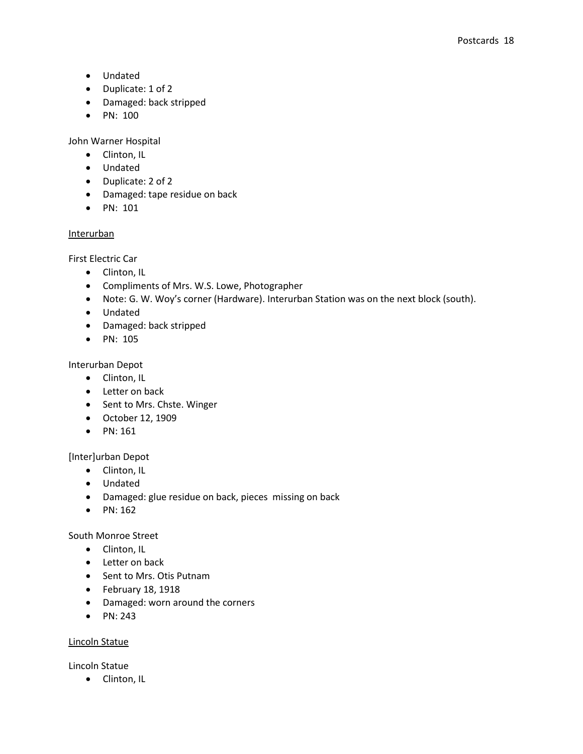- Undated
- Duplicate: 1 of 2
- Damaged: back stripped
- PN: 100

John Warner Hospital

- Clinton, IL
- Undated
- Duplicate: 2 of 2
- Damaged: tape residue on back
- PN: 101

<u>Interurban</u>

First Electric Car

- Clinton, IL
- Compliments of Mrs. W.S. Lowe, Photographer
- Note: G. W. Woy's corner (Hardware). Interurban Station was on the next block (south).
- Undated
- Damaged: back stripped
- PN: 105

Interurban Depot

- Clinton, IL
- Letter on back
- Sent to Mrs. Chste. Winger
- October 12, 1909
- PN: 161

[Inter]urban Depot

- Clinton, IL
- Undated
- Damaged: glue residue on back, pieces missing on back
- PN: 162

South Monroe Street

- Clinton, IL
- Letter on back
- Sent to Mrs. Otis Putnam
- February 18, 1918
- Damaged: worn around the corners
- PN: 243

<u>Lincoln Statue</u>

Lincoln Statue

- Clinton, IL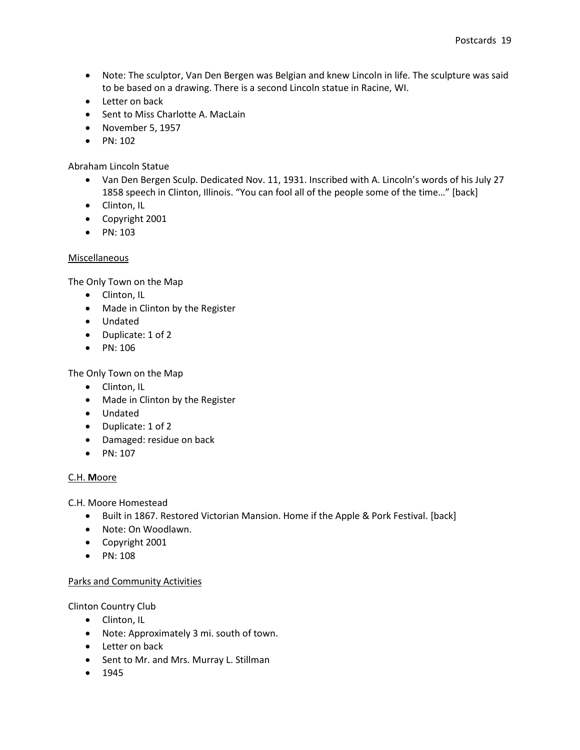- Note: The sculptor, Van Den Bergen was Belgian and knew Lincoln in life. The sculpture was said to be based on a drawing. There is a second Lincoln statue in Racine, WI.
- Letter on back
- Sent to Miss Charlotte A. MacLain
- November 5, 1957
- PN: 102

Abraham Lincoln Statue

- Van Den Bergen Sculp. Dedicated Nov. 11, 1931. Inscribed with A. Lincoln's words of his July 27 1858 speech in Clinton, Illinois. "You can fool all of the people some of the time…" [back]
- Clinton, IL
- Copyright 2001
- PN: 103

<u>Miscellaneous</u>

The Only Town on the Map

- Clinton, IL
- Made in Clinton by the Register
- Undated
- Duplicate: 1 of 2
- PN: 106

The Only Town on the Map

- Clinton, IL
- Made in Clinton by the Register
- Undated
- Duplicate: 1 of 2
- Damaged: residue on back
- PN: 107

<u>C.H. **M**oore</u>

C.H. Moore Homestead

- Built in 1867. Restored Victorian Mansion. Home if the Apple & Pork Festival. [back]
- Note: On Woodlawn.
- Copyright 2001
- PN: 108

<u>Parks and Community Activities</u>

Clinton Country Club

- Clinton, IL
- Note: Approximately 3 mi. south of town.
- Letter on back
- Sent to Mr. and Mrs. Murray L. Stillman
- 1945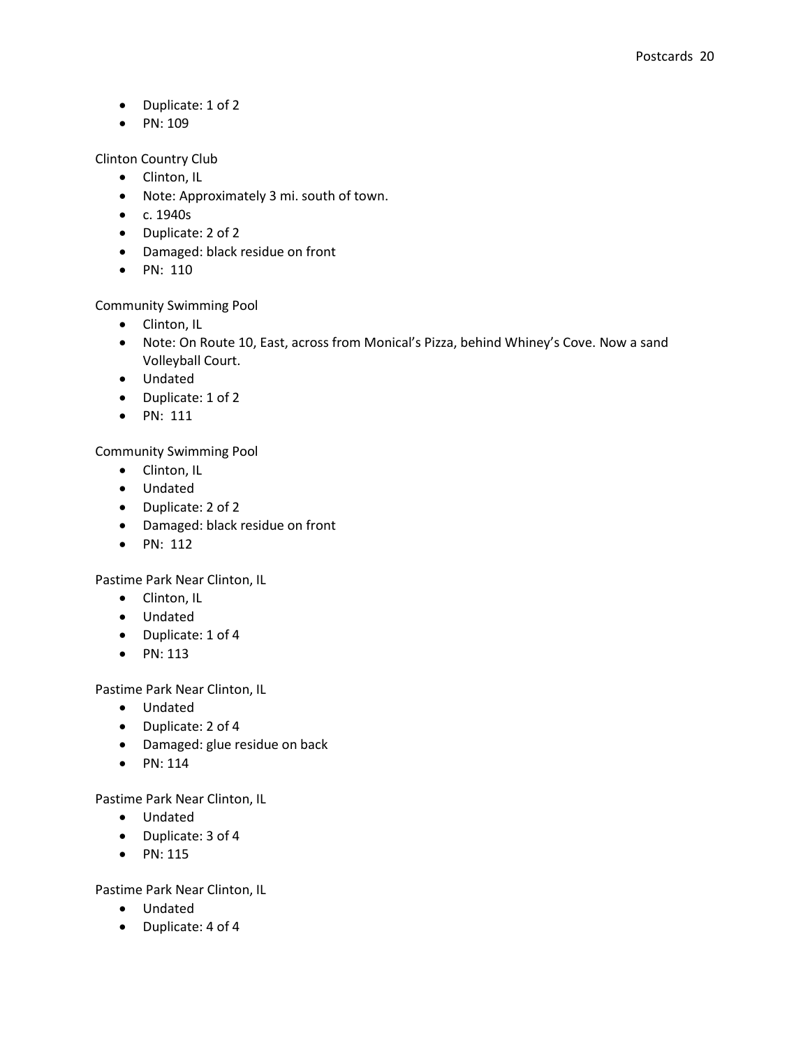- Duplicate: 1 of 2
- PN: 109

Clinton Country Club

- Clinton, IL
- Note: Approximately 3 mi. south of town.
- c. 1940s
- Duplicate: 2 of 2
- Damaged: black residue on front
- PN: 110

Community Swimming Pool

- Clinton, IL
- Note: On Route 10, East, across from Monical's Pizza, behind Whiney's Cove. Now a sand Volleyball Court.
- Undated
- Duplicate: 1 of 2
- PN: 111

Community Swimming Pool

- Clinton, IL
- Undated
- Duplicate: 2 of 2
- Damaged: black residue on front
- PN: 112

Pastime Park Near Clinton, IL

- Clinton, IL
- Undated
- Duplicate: 1 of 4
- PN: 113

Pastime Park Near Clinton, IL

- Undated
- Duplicate: 2 of 4
- Damaged: glue residue on back
- PN: 114

Pastime Park Near Clinton, IL

- Undated
- Duplicate: 3 of 4
- PN: 115

Pastime Park Near Clinton, IL

- Undated
- Duplicate: 4 of 4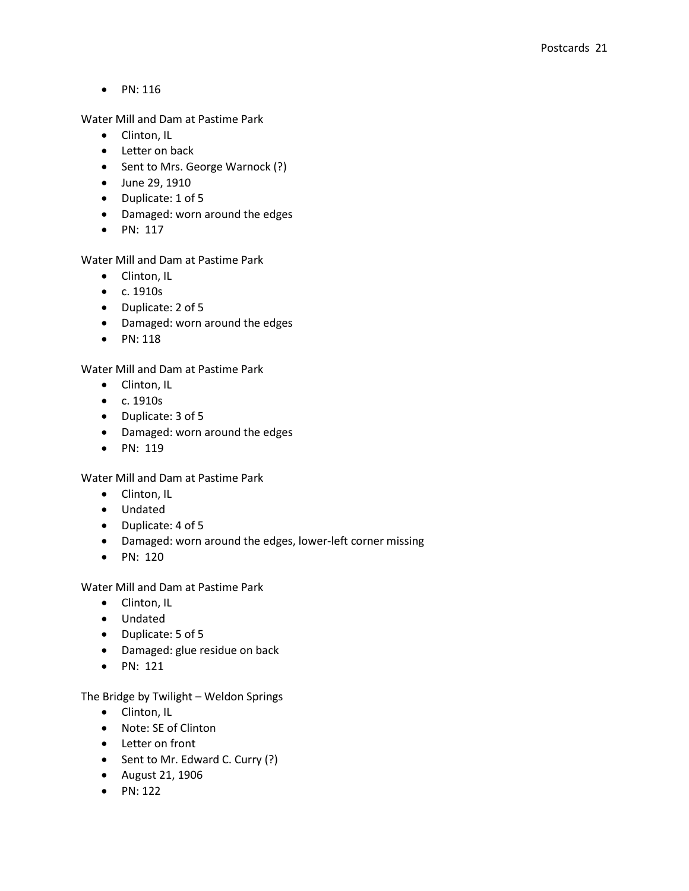- PN: 116

Water Mill and Dam at Pastime Park

- Clinton, IL
- Letter on back
- Sent to Mrs. George Warnock (?)
- June 29, 1910
- Duplicate: 1 of 5
- Damaged: worn around the edges
- PN: 117

Water Mill and Dam at Pastime Park

- Clinton, IL
- c. 1910s
- Duplicate: 2 of 5
- Damaged: worn around the edges
- PN: 118

Water Mill and Dam at Pastime Park

- Clinton, IL
- c. 1910s
- Duplicate: 3 of 5
- Damaged: worn around the edges
- PN: 119

Water Mill and Dam at Pastime Park

- Clinton, IL
- Undated
- Duplicate: 4 of 5
- Damaged: worn around the edges, lower-left corner missing
- PN: 120

Water Mill and Dam at Pastime Park

- Clinton, IL
- Undated
- Duplicate: 5 of 5
- Damaged: glue residue on back
- PN: 121

The Bridge by Twilight – Weldon Springs

- Clinton, IL
- Note: SE of Clinton
- Letter on front
- Sent to Mr. Edward C. Curry (?)
- August 21, 1906
- PN: 122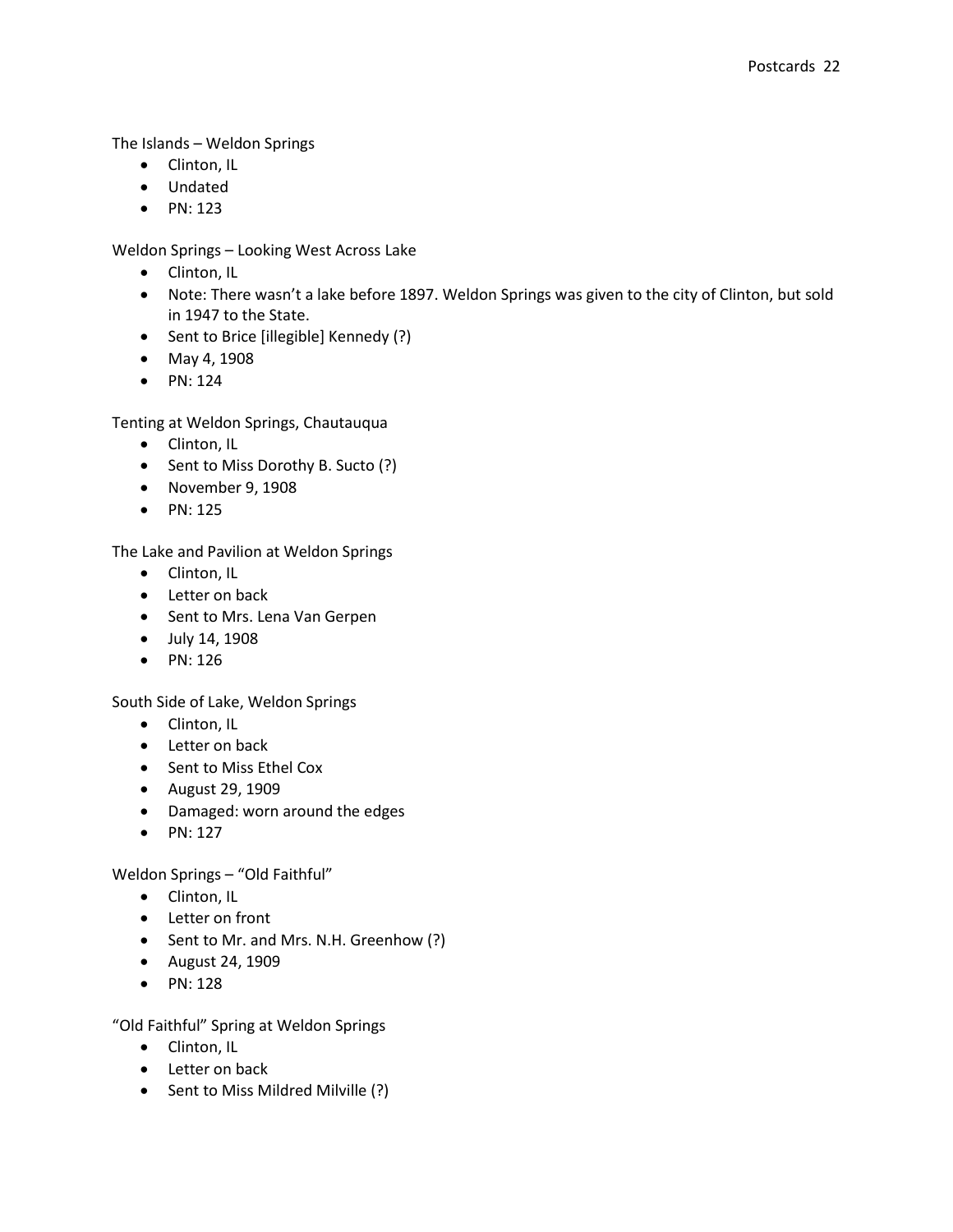The Islands – Weldon Springs

- Clinton, IL
- Undated
- PN: 123

Weldon Springs – Looking West Across Lake

- Clinton, IL
- Note: There wasn't a lake before 1897. Weldon Springs was given to the city of Clinton, but sold in 1947 to the State.
- Sent to Brice [illegible] Kennedy (?)
- May 4, 1908
- PN: 124

Tenting at Weldon Springs, Chautauqua

- Clinton, IL
- Sent to Miss Dorothy B. Sucto (?)
- November 9, 1908
- PN: 125

The Lake and Pavilion at Weldon Springs

- Clinton, IL
- Letter on back
- Sent to Mrs. Lena Van Gerpen
- July 14, 1908
- PN: 126

South Side of Lake, Weldon Springs

- Clinton, IL
- Letter on back
- Sent to Miss Ethel Cox
- August 29, 1909
- Damaged: worn around the edges
- PN: 127

Weldon Springs – "Old Faithful"

- Clinton, IL
- Letter on front
- Sent to Mr. and Mrs. N.H. Greenhow (?)
- August 24, 1909
- PN: 128

"Old Faithful" Spring at Weldon Springs

- Clinton, IL
- Letter on back
- Sent to Miss Mildred Milville (?)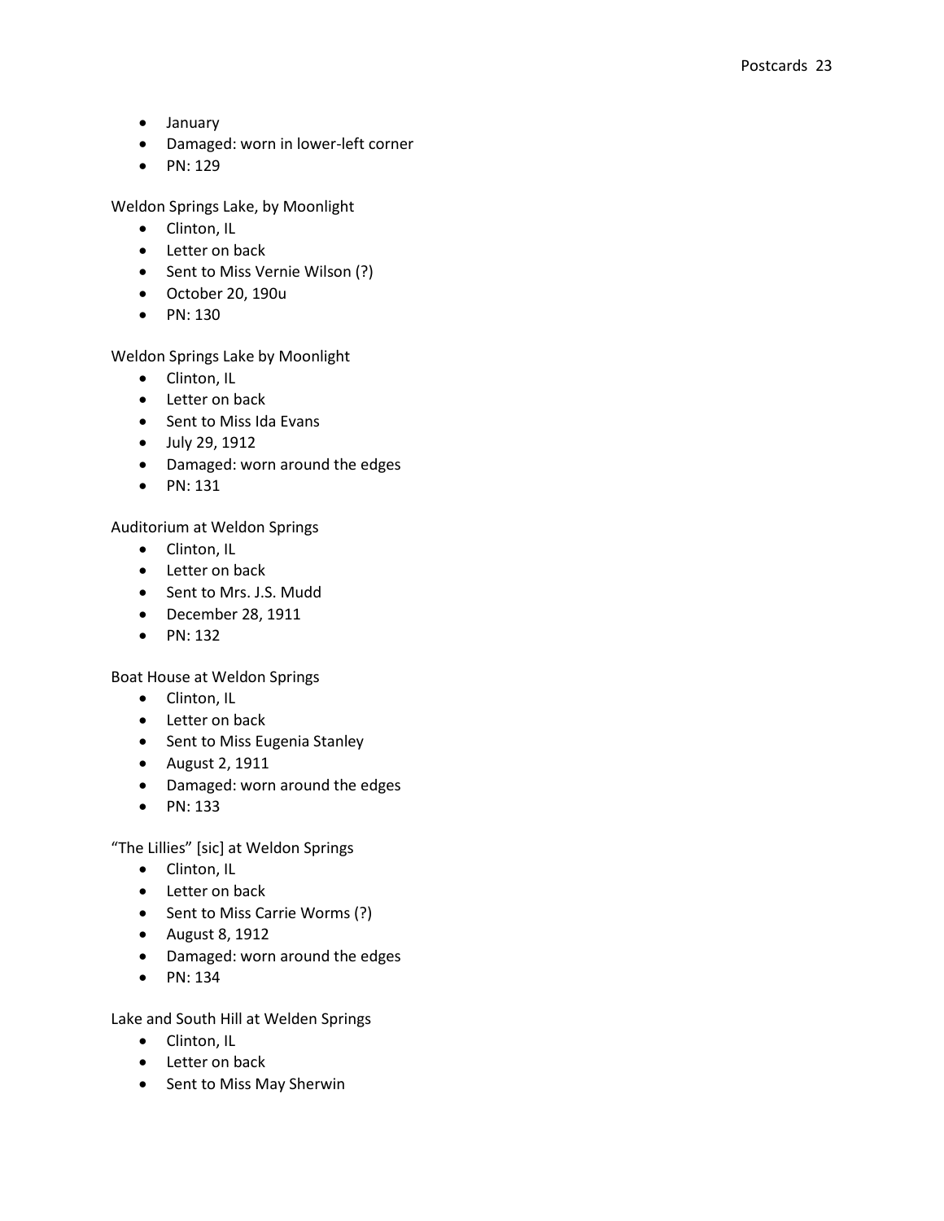- January
- Damaged: worn in lower-left corner
- PN: 129

Weldon Springs Lake, by Moonlight

- Clinton, IL
- Letter on back
- Sent to Miss Vernie Wilson (?)
- October 20, 190u
- PN: 130

Weldon Springs Lake by Moonlight

- Clinton, IL
- Letter on back
- Sent to Miss Ida Evans
- July 29, 1912
- Damaged: worn around the edges
- PN: 131

Auditorium at Weldon Springs

- Clinton, IL
- Letter on back
- Sent to Mrs. J.S. Mudd
- December 28, 1911
- PN: 132

Boat House at Weldon Springs

- Clinton, IL
- Letter on back
- Sent to Miss Eugenia Stanley
- August 2, 1911
- Damaged: worn around the edges
- PN: 133

"The Lillies" [sic] at Weldon Springs

- Clinton, IL
- Letter on back
- Sent to Miss Carrie Worms (?)
- August 8, 1912
- Damaged: worn around the edges
- PN: 134

Lake and South Hill at Welden Springs

- Clinton, IL
- Letter on back
- Sent to Miss May Sherwin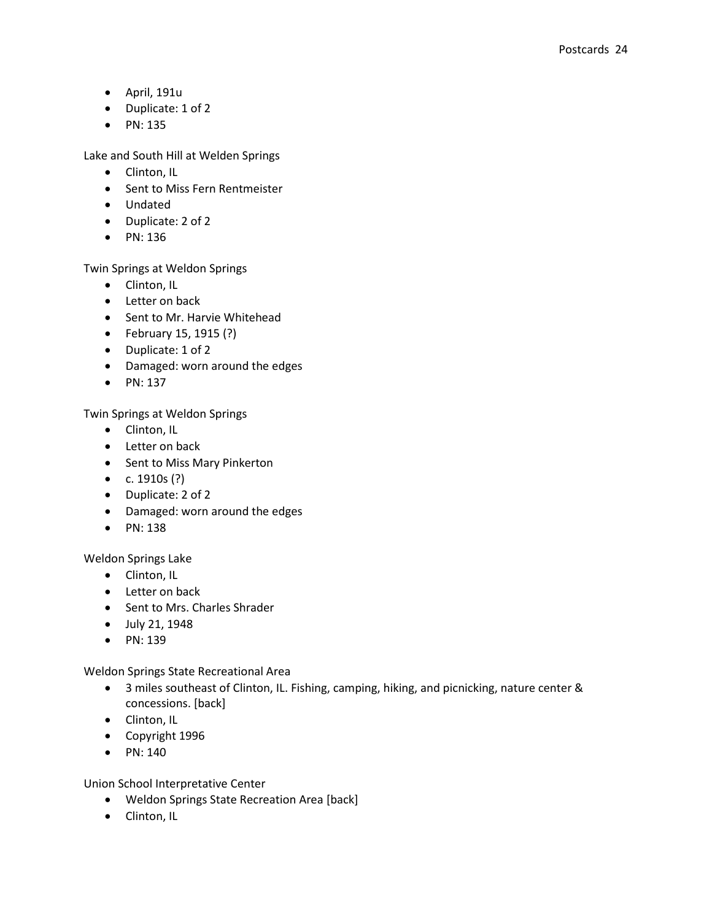- April, 191u
- Duplicate: 1 of 2
- PN: 135

Lake and South Hill at Welden Springs

- Clinton, IL
- Sent to Miss Fern Rentmeister
- Undated
- Duplicate: 2 of 2
- PN: 136

Twin Springs at Weldon Springs

- Clinton, IL
- Letter on back
- Sent to Mr. Harvie Whitehead
- February 15, 1915 (?)
- Duplicate: 1 of 2
- Damaged: worn around the edges
- PN: 137

Twin Springs at Weldon Springs

- Clinton, IL
- Letter on back
- Sent to Miss Mary Pinkerton
- c. 1910s (?)
- Duplicate: 2 of 2
- Damaged: worn around the edges
- PN: 138

Weldon Springs Lake

- Clinton, IL
- Letter on back
- Sent to Mrs. Charles Shrader
- July 21, 1948
- PN: 139

Weldon Springs State Recreational Area

- 3 miles southeast of Clinton, IL. Fishing, camping, hiking, and picnicking, nature center & concessions. [back]
- Clinton, IL
- Copyright 1996
- PN: 140

Union School Interpretative Center

- Weldon Springs State Recreation Area [back]
- Clinton, IL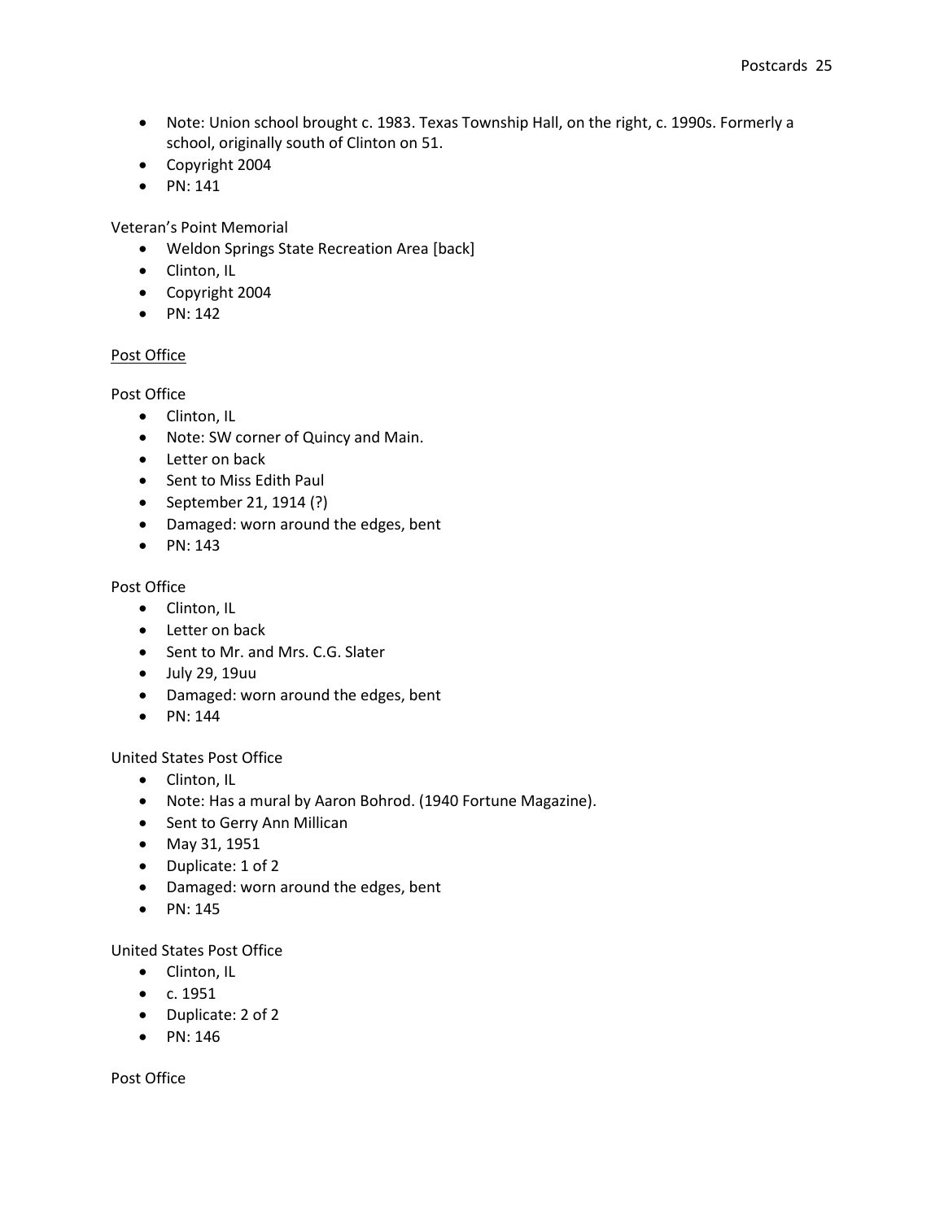- Note: Union school brought c. 1983. Texas Township Hall, on the right, c. 1990s. Formerly a school, originally south of Clinton on 51.
- Copyright 2004
- PN: 141

Veteran's Point Memorial

- Weldon Springs State Recreation Area [back]
- Clinton, IL
- Copyright 2004
- PN: 142

<u>Post Office</u>

Post Office

- Clinton, IL
- Note: SW corner of Quincy and Main.
- Letter on back
- Sent to Miss Edith Paul
- September 21, 1914 (?)
- Damaged: worn around the edges, bent
- PN: 143

Post Office

- Clinton, IL
- Letter on back
- Sent to Mr. and Mrs. C.G. Slater
- July 29, 19uu
- Damaged: worn around the edges, bent
- PN: 144

United States Post Office

- Clinton, IL
- Note: Has a mural by Aaron Bohrod. (1940 Fortune Magazine).
- Sent to Gerry Ann Millican
- May 31, 1951
- Duplicate: 1 of 2
- Damaged: worn around the edges, bent
- PN: 145

United States Post Office

- Clinton, IL
- c. 1951
- Duplicate: 2 of 2
- PN: 146

Post Office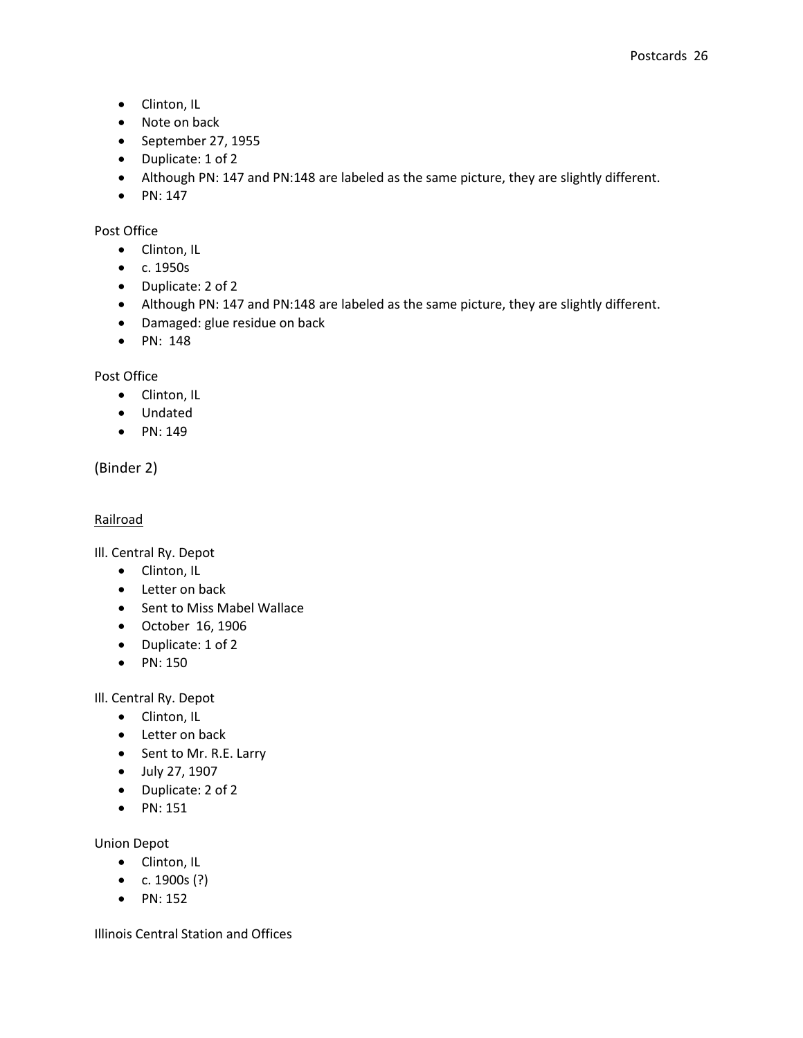- Clinton, IL
- Note on back
- September 27, 1955
- Duplicate: 1 of 2
- Although PN: 147 and PN:148 are labeled as the same picture, they are slightly different.
- PN: 147

Post Office

- Clinton, IL
- c. 1950s
- Duplicate: 2 of 2
- Although PN: 147 and PN:148 are labeled as the same picture, they are slightly different.
- Damaged: glue residue on back
- PN: 148

Post Office

- Clinton, IL
- Undated
- PN: 149

(Binder 2)

<u>Railroad</u>

Ill. Central Ry. Depot

- Clinton, IL
- Letter on back
- Sent to Miss Mabel Wallace
- October 16, 1906
- Duplicate: 1 of 2
- PN: 150

Ill. Central Ry. Depot

- Clinton, IL
- Letter on back
- Sent to Mr. R.E. Larry
- July 27, 1907
- Duplicate: 2 of 2
- PN: 151

Union Depot

- Clinton, IL
- c. 1900s (?)
- PN: 152

Illinois Central Station and Offices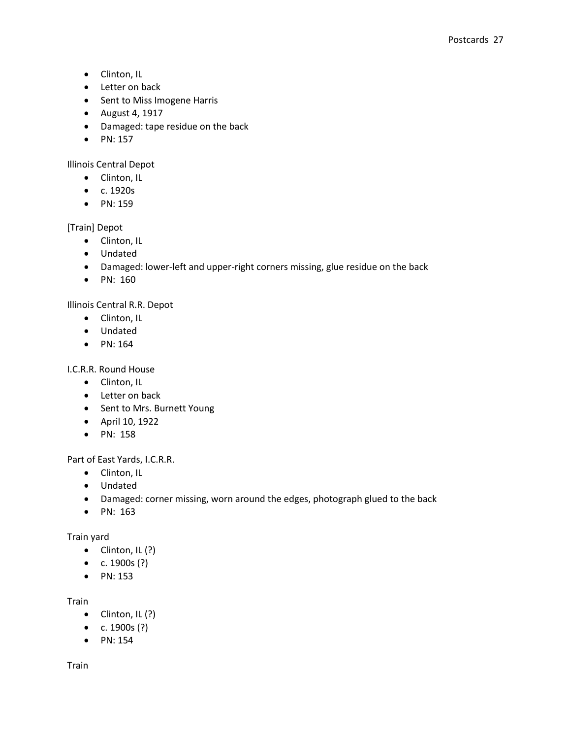- Clinton, IL
- Letter on back
- Sent to Miss Imogene Harris
- August 4, 1917
- Damaged: tape residue on the back
- PN: 157

Illinois Central Depot

- Clinton, IL
- c. 1920s
- PN: 159

[Train] Depot

- Clinton, IL
- Undated
- Damaged: lower-left and upper-right corners missing, glue residue on the back
- PN: 160

Illinois Central R.R. Depot

- Clinton, IL
- Undated
- PN: 164

I.C.R.R. Round House

- Clinton, IL
- Letter on back
- Sent to Mrs. Burnett Young
- April 10, 1922
- PN: 158

Part of East Yards, I.C.R.R.

- Clinton, IL
- Undated
- Damaged: corner missing, worn around the edges, photograph glued to the back
- PN: 163

Train yard

- Clinton, IL (?)
- c. 1900s (?)
- PN: 153

Train

- Clinton, IL (?)
- c. 1900s (?)
- PN: 154

Train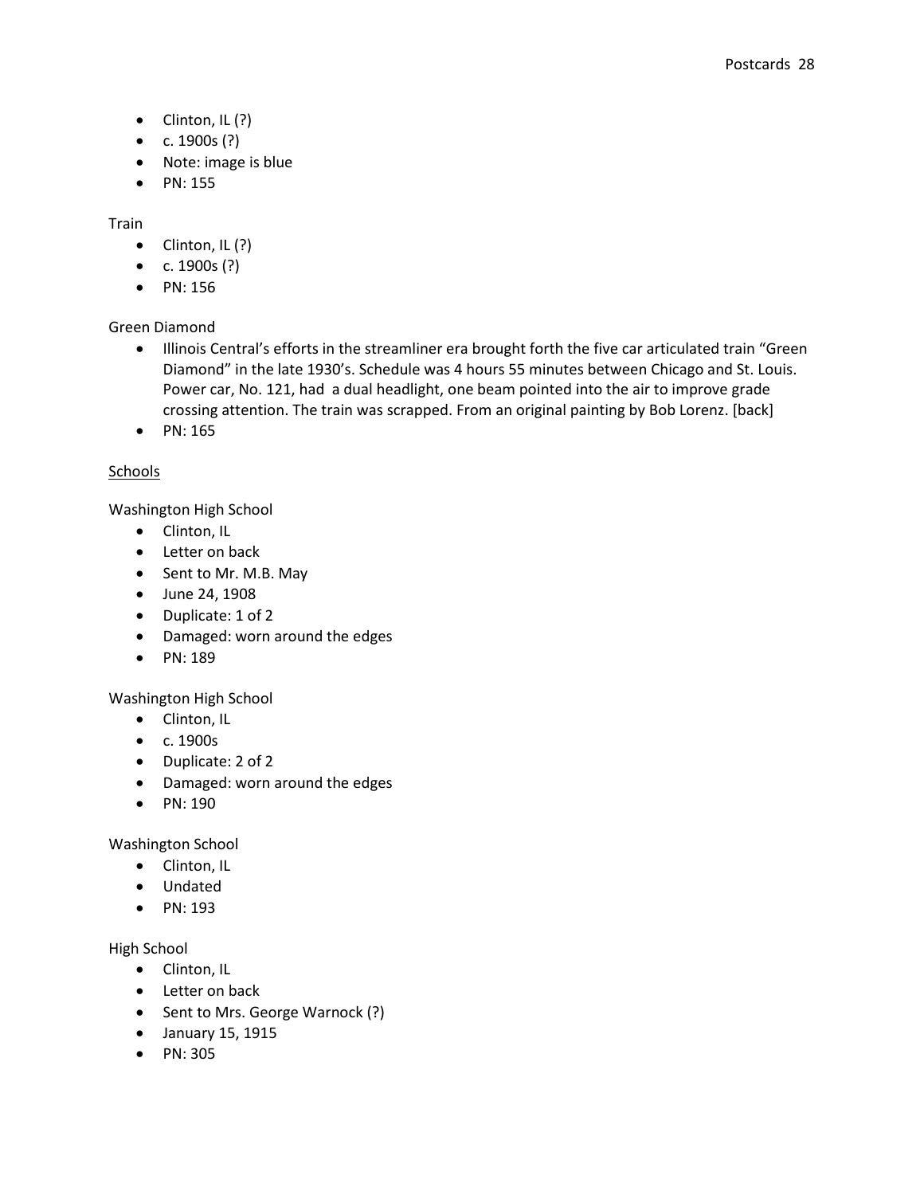- Clinton, IL (?)
- c. 1900s (?)
- Note: image is blue
- PN: 155

Train

- Clinton, IL (?)
- c. 1900s (?)
- PN: 156

Green Diamond

- Illinois Central's efforts in the streamliner era brought forth the five car articulated train "Green Diamond" in the late 1930's. Schedule was 4 hours 55 minutes between Chicago and St. Louis. Power car, No. 121, had a dual headlight, one beam pointed into the air to improve grade crossing attention. The train was scrapped. From an original painting by Bob Lorenz. [back]
- PN: 165

## Schools

Washington High School

- Clinton, IL
- Letter on back
- Sent to Mr. M.B. May
- June 24, 1908
- Duplicate: 1 of 2
- Damaged: worn around the edges
- PN: 189

Washington High School

- Clinton, IL
- c. 1900s
- Duplicate: 2 of 2
- Damaged: worn around the edges
- PN: 190

Washington School

- Clinton, IL
- Undated
- PN: 193

High School

- Clinton, IL
- Letter on back
- Sent to Mrs. George Warnock (?)
- January 15, 1915
- PN: 305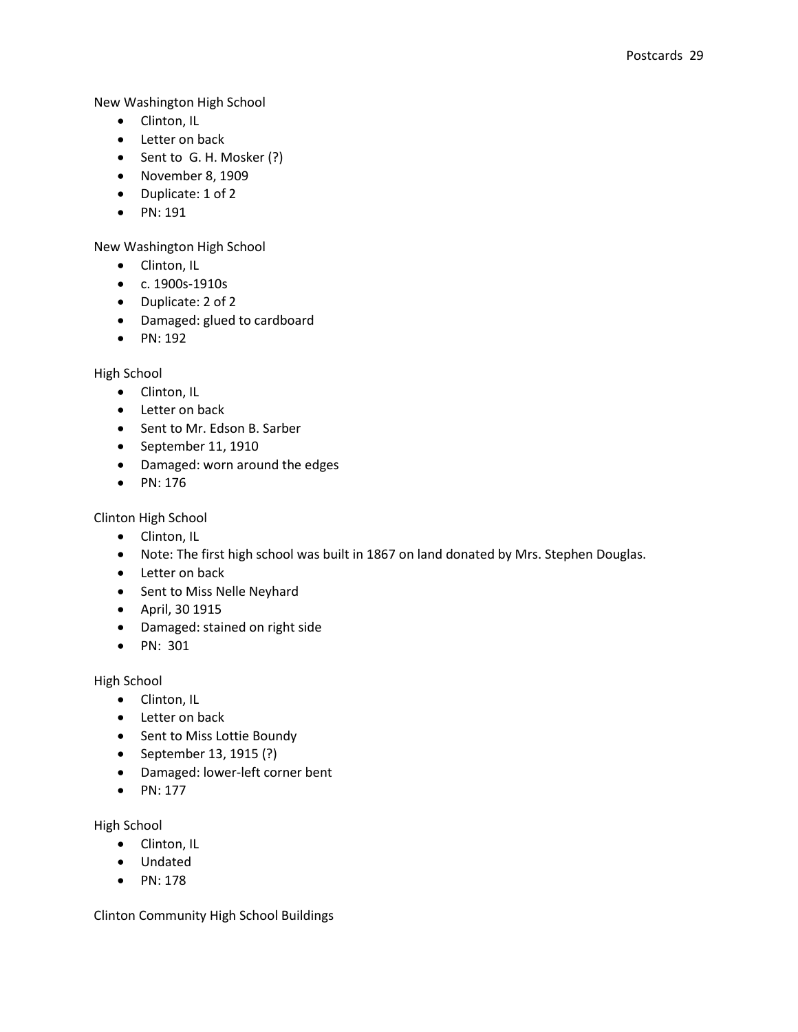New Washington High School

- Clinton, IL
- Letter on back
- Sent to G. H. Mosker (?)
- November 8, 1909
- Duplicate: 1 of 2
- PN: 191

New Washington High School

- Clinton, IL
- c. 1900s-1910s
- Duplicate: 2 of 2
- Damaged: glued to cardboard
- PN: 192

High School

- Clinton, IL
- Letter on back
- Sent to Mr. Edson B. Sarber
- September 11, 1910
- Damaged: worn around the edges
- PN: 176

Clinton High School

- Clinton, IL
- Note: The first high school was built in 1867 on land donated by Mrs. Stephen Douglas.
- Letter on back
- Sent to Miss Nelle Neyhard
- April, 30 1915
- Damaged: stained on right side
- PN: 301

High School

- Clinton, IL
- Letter on back
- Sent to Miss Lottie Boundy
- September 13, 1915 (?)
- Damaged: lower-left corner bent
- PN: 177

High School

- Clinton, IL
- Undated
- PN: 178

Clinton Community High School Buildings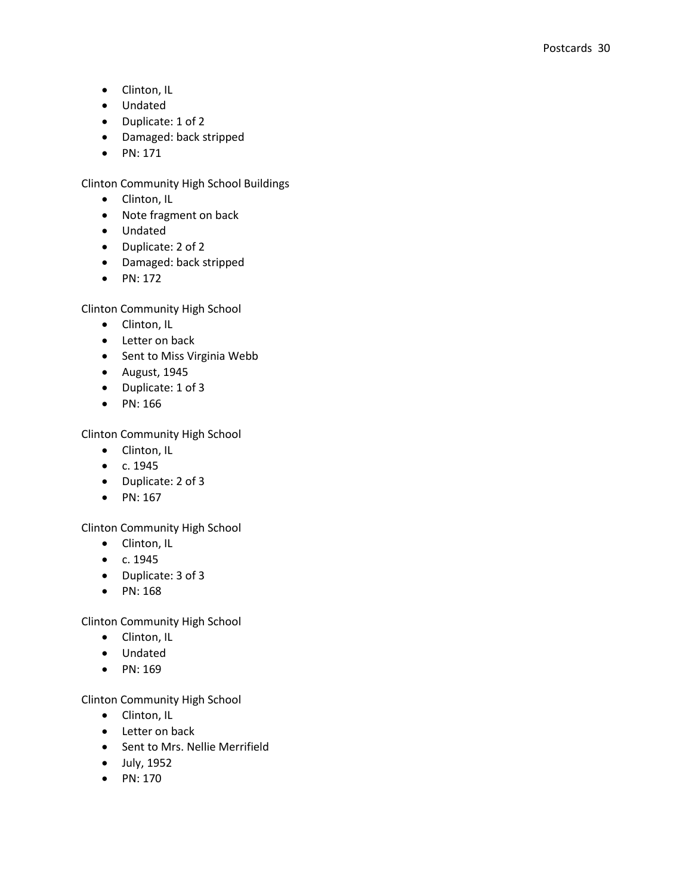- Clinton, IL
- Undated
- Duplicate: 1 of 2
- Damaged: back stripped
- PN: 171

Clinton Community High School Buildings

- Clinton, IL
- Note fragment on back
- Undated
- Duplicate: 2 of 2
- Damaged: back stripped
- PN: 172

Clinton Community High School

- Clinton, IL
- Letter on back
- Sent to Miss Virginia Webb
- August, 1945
- Duplicate: 1 of 3
- PN: 166

Clinton Community High School

- Clinton, IL
- c. 1945
- Duplicate: 2 of 3
- PN: 167

Clinton Community High School

- Clinton, IL
- c. 1945
- Duplicate: 3 of 3
- PN: 168

Clinton Community High School

- Clinton, IL
- Undated
- PN: 169

Clinton Community High School

- Clinton, IL
- Letter on back
- Sent to Mrs. Nellie Merrifield
- July, 1952
- PN: 170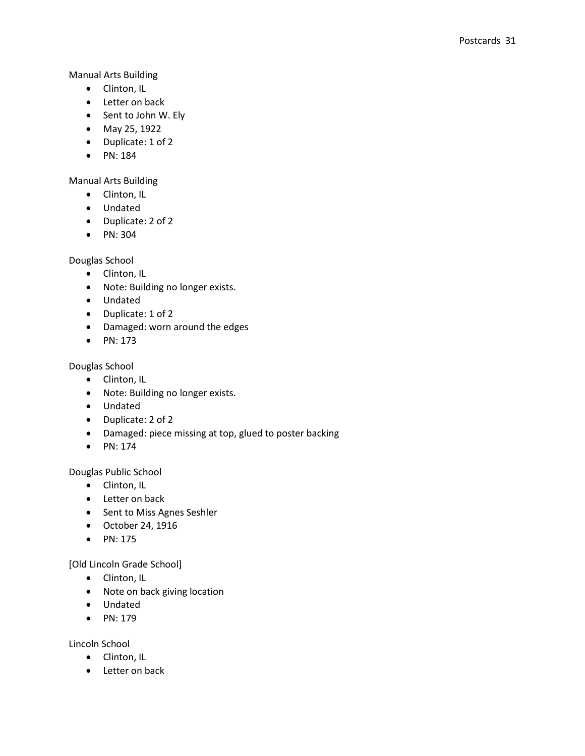Manual Arts Building

- Clinton, IL
- Letter on back
- Sent to John W. Ely
- May 25, 1922
- Duplicate: 1 of 2
- PN: 184

Manual Arts Building

- Clinton, IL
- Undated
- Duplicate: 2 of 2
- PN: 304

Douglas School

- Clinton, IL
- Note: Building no longer exists.
- Undated
- Duplicate: 1 of 2
- Damaged: worn around the edges
- PN: 173

Douglas School

- Clinton, IL
- Note: Building no longer exists.
- Undated
- Duplicate: 2 of 2
- Damaged: piece missing at top, glued to poster backing
- PN: 174

Douglas Public School

- Clinton, IL
- Letter on back
- Sent to Miss Agnes Seshler
- October 24, 1916
- PN: 175

[Old Lincoln Grade School]

- Clinton, IL
- Note on back giving location
- Undated
- PN: 179

Lincoln School

- Clinton, IL
- Letter on back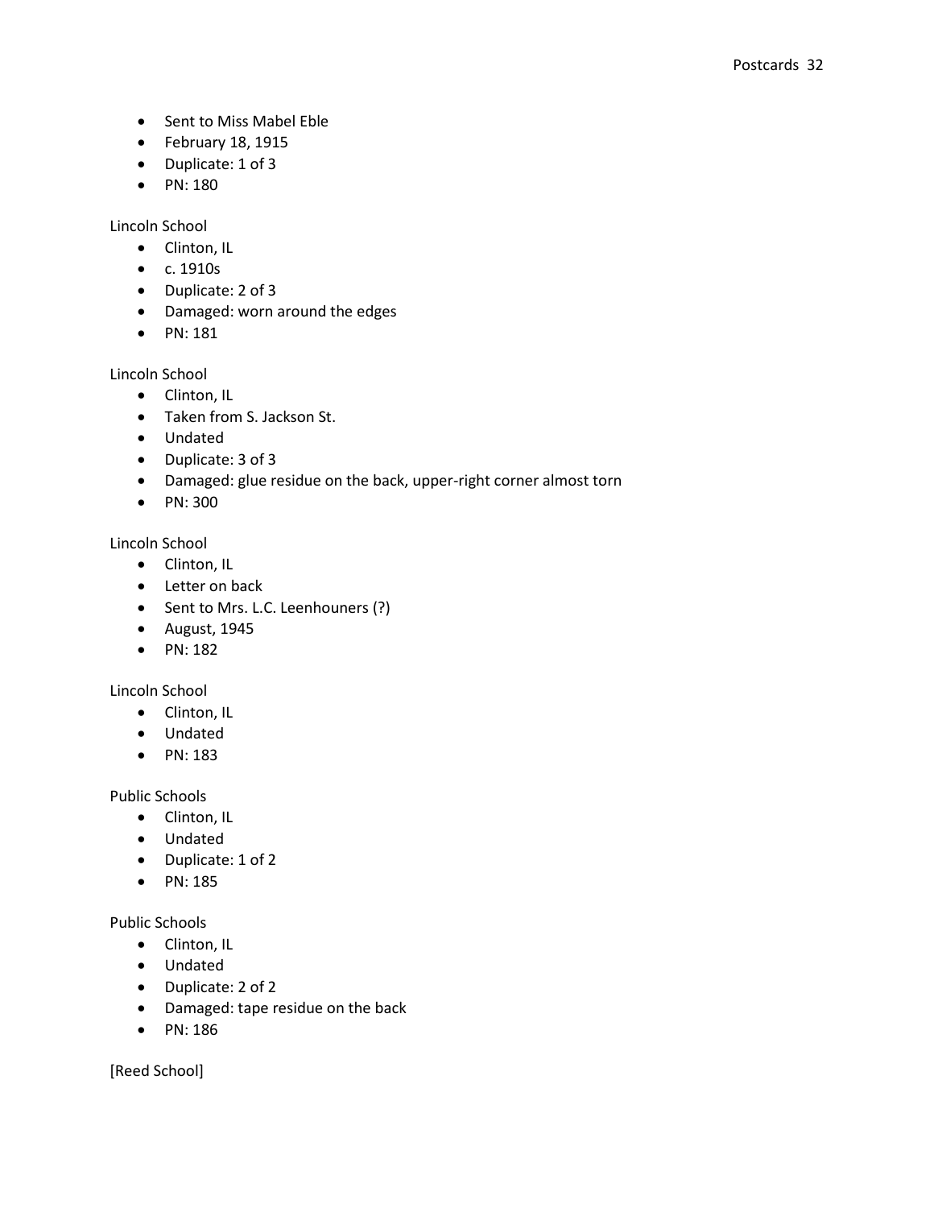- Sent to Miss Mabel Eble
- February 18, 1915
- Duplicate: 1 of 3
- PN: 180

Lincoln School

- Clinton, IL
- c. 1910s
- Duplicate: 2 of 3
- Damaged: worn around the edges
- PN: 181

Lincoln School

- Clinton, IL
- Taken from S. Jackson St.
- Undated
- Duplicate: 3 of 3
- Damaged: glue residue on the back, upper-right corner almost torn
- PN: 300

Lincoln School

- Clinton, IL
- Letter on back
- Sent to Mrs. L.C. Leenhouners (?)
- August, 1945
- PN: 182

Lincoln School

- Clinton, IL
- Undated
- PN: 183

Public Schools

- Clinton, IL
- Undated
- Duplicate: 1 of 2
- PN: 185

Public Schools

- Clinton, IL
- Undated
- Duplicate: 2 of 2
- Damaged: tape residue on the back
- PN: 186

[Reed School]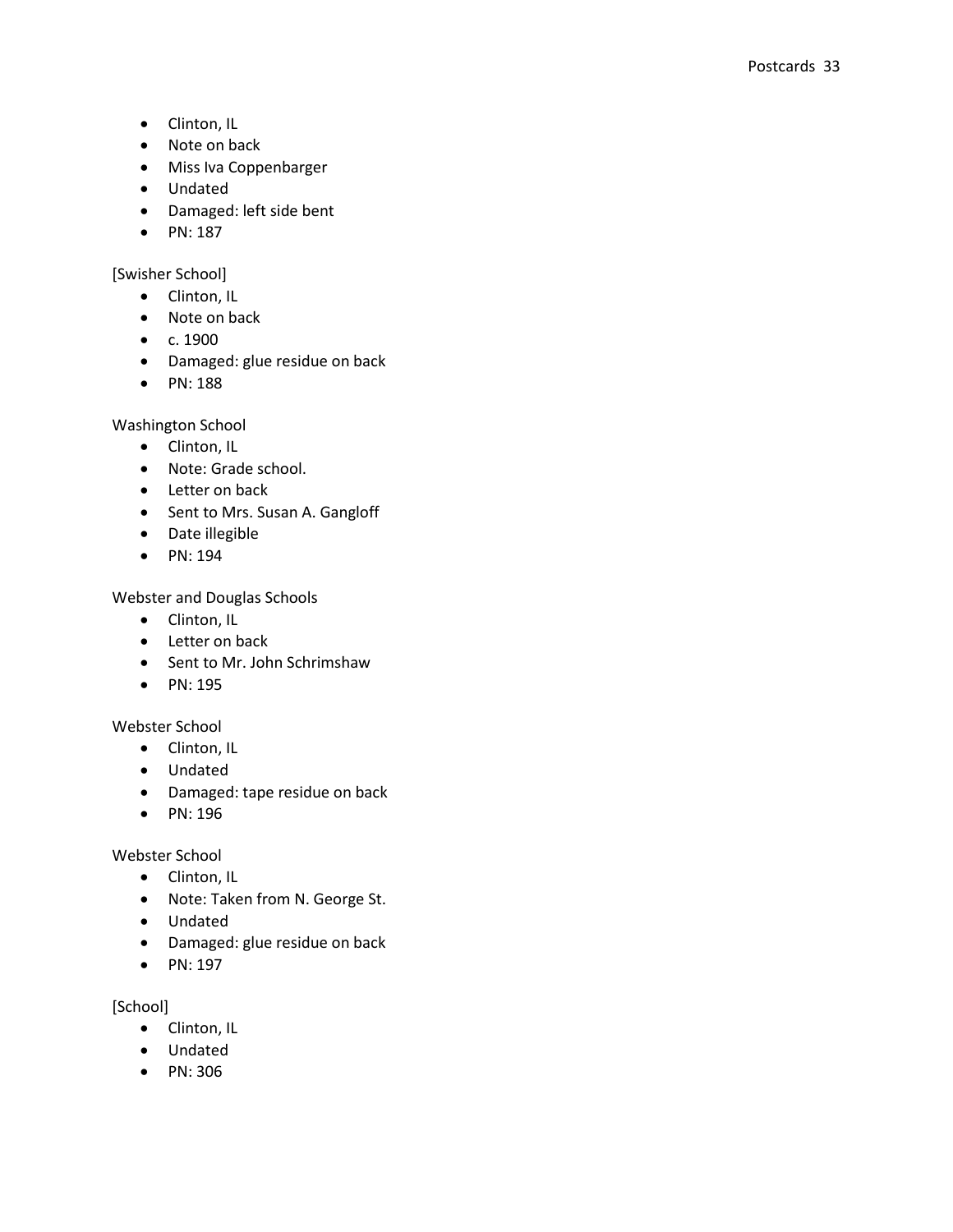- Clinton, IL
- Note on back
- Miss Iva Coppenbarger
- Undated
- Damaged: left side bent
- PN: 187

[Swisher School]
- Clinton, IL
- Note on back
- c. 1900
- Damaged: glue residue on back
- PN: 188

Washington School
- Clinton, IL
- Note: Grade school.
- Letter on back
- Sent to Mrs. Susan A. Gangloff
- Date illegible
- PN: 194

Webster and Douglas Schools
- Clinton, IL
- Letter on back
- Sent to Mr. John Schrimshaw
- PN: 195

Webster School
- Clinton, IL
- Undated
- Damaged: tape residue on back
- PN: 196

Webster School
- Clinton, IL
- Note: Taken from N. George St.
- Undated
- Damaged: glue residue on back
- PN: 197

[School]
- Clinton, IL
- Undated
- PN: 306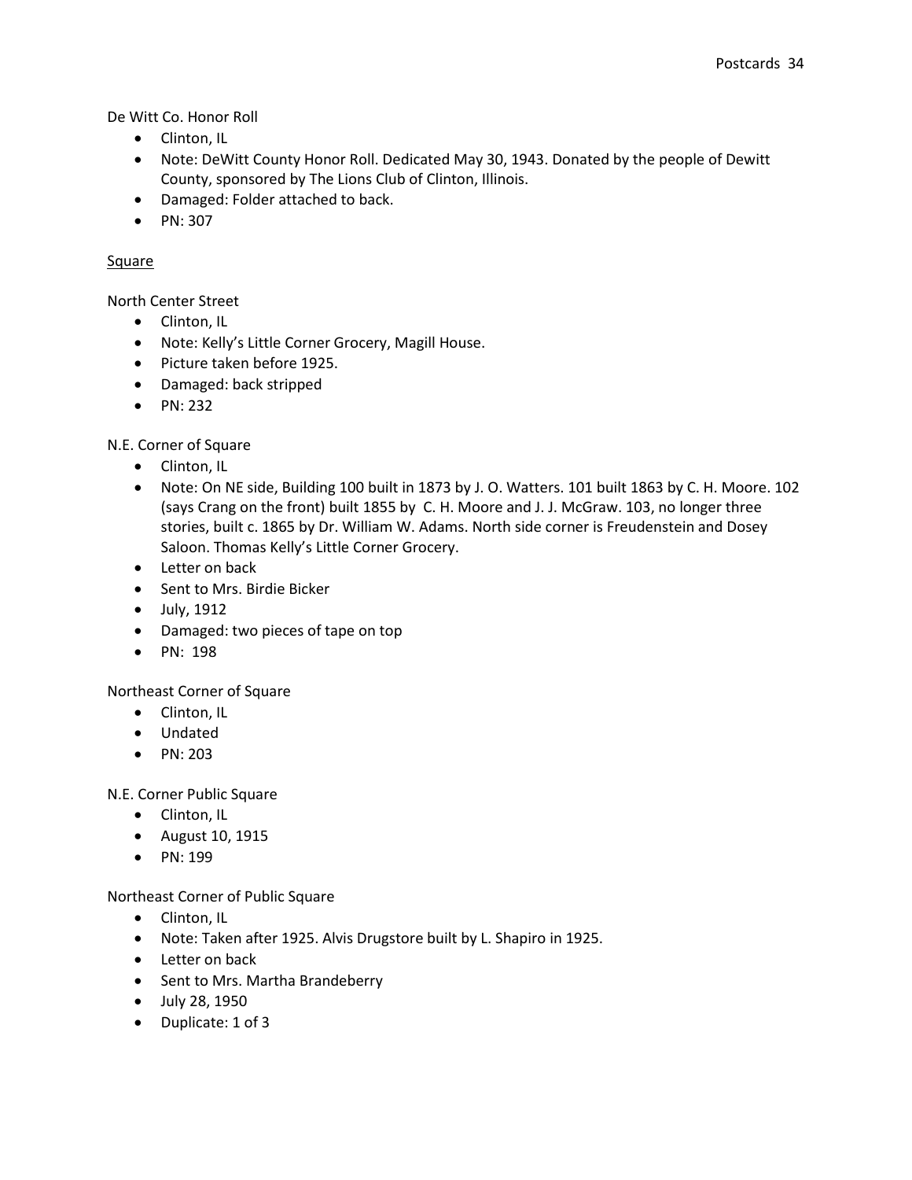De Witt Co. Honor Roll

- Clinton, IL
- Note: DeWitt County Honor Roll. Dedicated May 30, 1943. Donated by the people of Dewitt County, sponsored by The Lions Club of Clinton, Illinois.
- Damaged: Folder attached to back.
- PN: 307

<u>Square</u>

North Center Street

- Clinton, IL
- Note: Kelly's Little Corner Grocery, Magill House.
- Picture taken before 1925.
- Damaged: back stripped
- PN: 232

N.E. Corner of Square

- Clinton, IL
- Note: On NE side, Building 100 built in 1873 by J. O. Watters. 101 built 1863 by C. H. Moore. 102 (says Crang on the front) built 1855 by C. H. Moore and J. J. McGraw. 103, no longer three stories, built c. 1865 by Dr. William W. Adams. North side corner is Freudenstein and Dosey Saloon. Thomas Kelly's Little Corner Grocery.
- Letter on back
- Sent to Mrs. Birdie Bicker
- July, 1912
- Damaged: two pieces of tape on top
- PN: 198

Northeast Corner of Square

- Clinton, IL
- Undated
- PN: 203

N.E. Corner Public Square

- Clinton, IL
- August 10, 1915
- PN: 199

Northeast Corner of Public Square

- Clinton, IL
- Note: Taken after 1925. Alvis Drugstore built by L. Shapiro in 1925.
- Letter on back
- Sent to Mrs. Martha Brandeberry
- July 28, 1950
- Duplicate: 1 of 3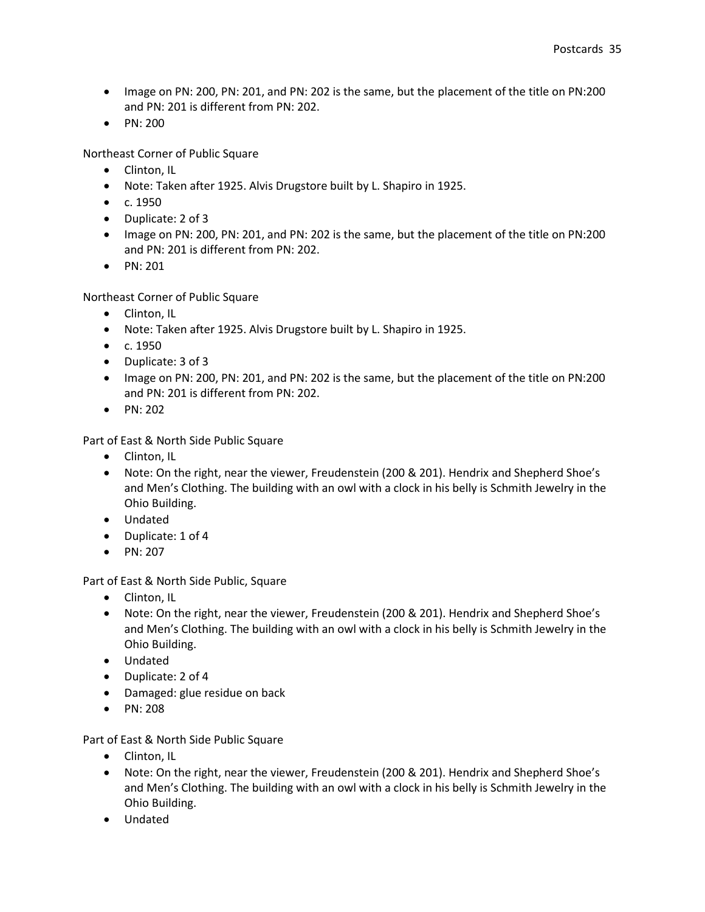- Image on PN: 200, PN: 201, and PN: 202 is the same, but the placement of the title on PN:200 and PN: 201 is different from PN: 202.
- PN: 200

Northeast Corner of Public Square

- Clinton, IL
- Note: Taken after 1925. Alvis Drugstore built by L. Shapiro in 1925.
- c. 1950
- Duplicate: 2 of 3
- Image on PN: 200, PN: 201, and PN: 202 is the same, but the placement of the title on PN:200 and PN: 201 is different from PN: 202.
- PN: 201

Northeast Corner of Public Square

- Clinton, IL
- Note: Taken after 1925. Alvis Drugstore built by L. Shapiro in 1925.
- c. 1950
- Duplicate: 3 of 3
- Image on PN: 200, PN: 201, and PN: 202 is the same, but the placement of the title on PN:200 and PN: 201 is different from PN: 202.
- PN: 202

Part of East & North Side Public Square

- Clinton, IL
- Note: On the right, near the viewer, Freudenstein (200 & 201). Hendrix and Shepherd Shoe's and Men's Clothing. The building with an owl with a clock in his belly is Schmith Jewelry in the Ohio Building.
- Undated
- Duplicate: 1 of 4
- PN: 207

Part of East & North Side Public, Square

- Clinton, IL
- Note: On the right, near the viewer, Freudenstein (200 & 201). Hendrix and Shepherd Shoe's and Men's Clothing. The building with an owl with a clock in his belly is Schmith Jewelry in the Ohio Building.
- Undated
- Duplicate: 2 of 4
- Damaged: glue residue on back
- PN: 208

Part of East & North Side Public Square

- Clinton, IL
- Note: On the right, near the viewer, Freudenstein (200 & 201). Hendrix and Shepherd Shoe's and Men's Clothing. The building with an owl with a clock in his belly is Schmith Jewelry in the Ohio Building.
- Undated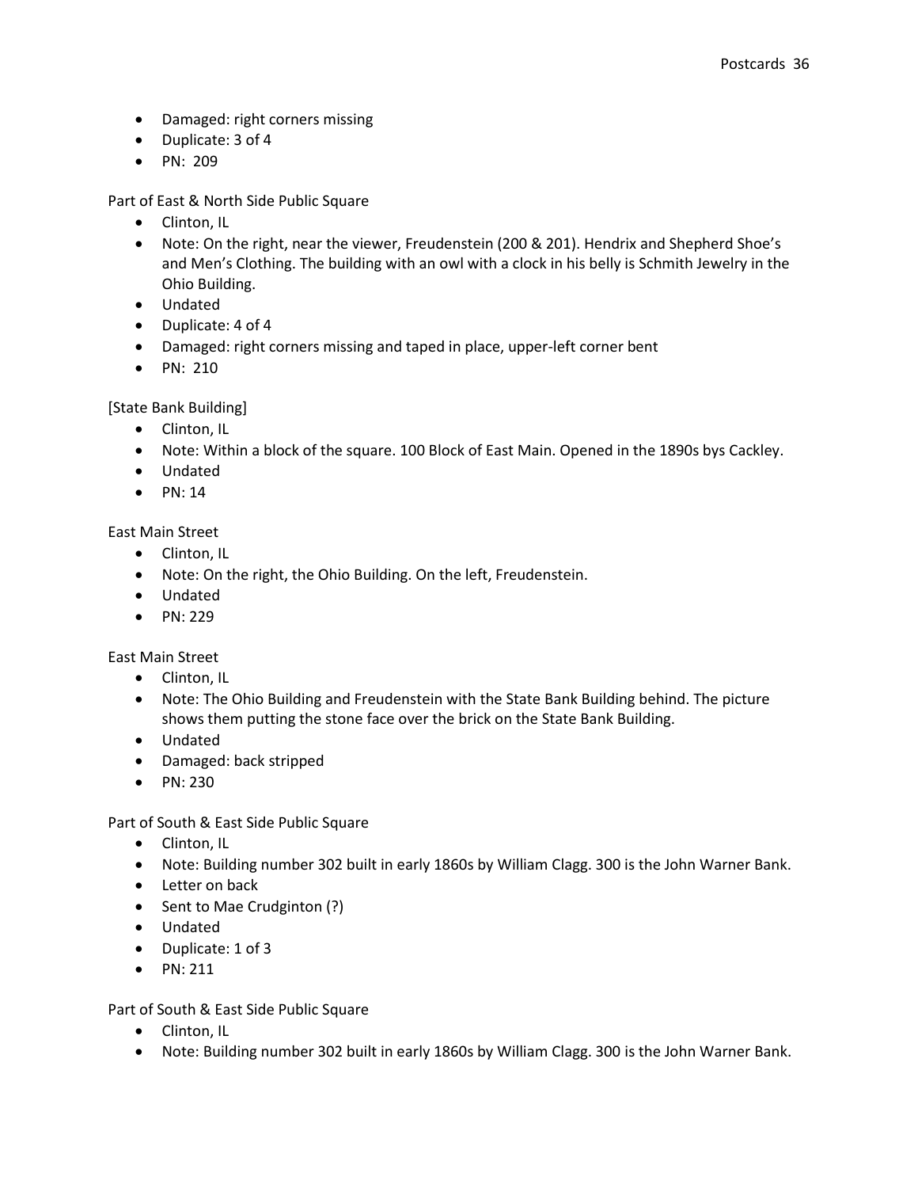- Damaged: right corners missing
- Duplicate: 3 of 4
- PN: 209

Part of East & North Side Public Square

- Clinton, IL
- Note: On the right, near the viewer, Freudenstein (200 & 201). Hendrix and Shepherd Shoe's and Men's Clothing. The building with an owl with a clock in his belly is Schmith Jewelry in the Ohio Building.
- Undated
- Duplicate: 4 of 4
- Damaged: right corners missing and taped in place, upper-left corner bent
- PN: 210

[State Bank Building]

- Clinton, IL
- Note: Within a block of the square. 100 Block of East Main. Opened in the 1890s bys Cackley.
- Undated
- PN: 14

East Main Street

- Clinton, IL
- Note: On the right, the Ohio Building. On the left, Freudenstein.
- Undated
- PN: 229

East Main Street

- Clinton, IL
- Note: The Ohio Building and Freudenstein with the State Bank Building behind. The picture shows them putting the stone face over the brick on the State Bank Building.
- Undated
- Damaged: back stripped
- PN: 230

Part of South & East Side Public Square

- Clinton, IL
- Note: Building number 302 built in early 1860s by William Clagg. 300 is the John Warner Bank.
- Letter on back
- Sent to Mae Crudginton (?)
- Undated
- Duplicate: 1 of 3
- PN: 211

Part of South & East Side Public Square

- Clinton, IL
- Note: Building number 302 built in early 1860s by William Clagg. 300 is the John Warner Bank.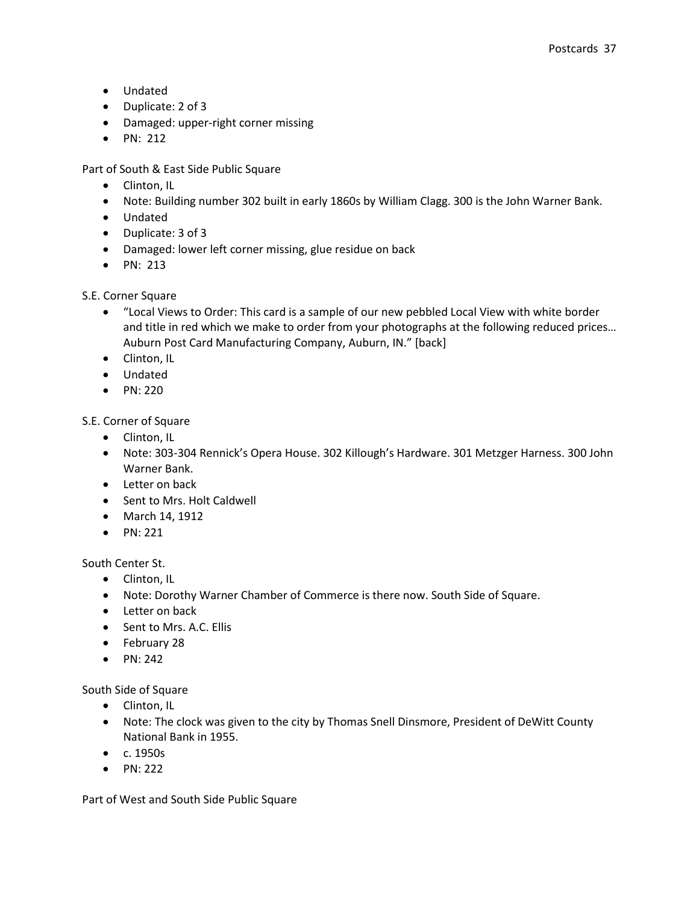- Undated
- Duplicate: 2 of 3
- Damaged: upper-right corner missing
- PN: 212

Part of South & East Side Public Square

- Clinton, IL
- Note: Building number 302 built in early 1860s by William Clagg. 300 is the John Warner Bank.
- Undated
- Duplicate: 3 of 3
- Damaged: lower left corner missing, glue residue on back
- PN: 213

S.E. Corner Square

- "Local Views to Order: This card is a sample of our new pebbled Local View with white border and title in red which we make to order from your photographs at the following reduced prices… Auburn Post Card Manufacturing Company, Auburn, IN." [back]
- Clinton, IL
- Undated
- PN: 220

S.E. Corner of Square

- Clinton, IL
- Note: 303-304 Rennick's Opera House. 302 Killough's Hardware. 301 Metzger Harness. 300 John Warner Bank.
- Letter on back
- Sent to Mrs. Holt Caldwell
- March 14, 1912
- PN: 221

South Center St.

- Clinton, IL
- Note: Dorothy Warner Chamber of Commerce is there now. South Side of Square.
- Letter on back
- Sent to Mrs. A.C. Ellis
- February 28
- PN: 242

South Side of Square

- Clinton, IL
- Note: The clock was given to the city by Thomas Snell Dinsmore, President of DeWitt County National Bank in 1955.
- c. 1950s
- PN: 222

Part of West and South Side Public Square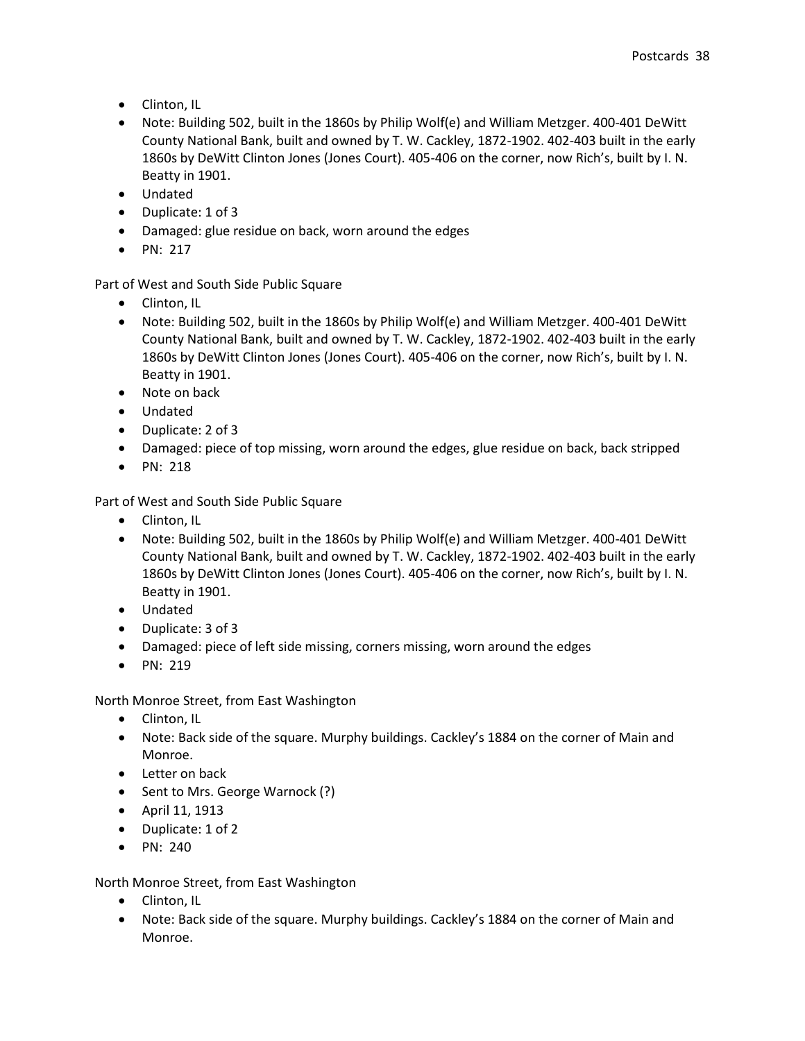- Clinton, IL
- Note: Building 502, built in the 1860s by Philip Wolf(e) and William Metzger. 400-401 DeWitt County National Bank, built and owned by T. W. Cackley, 1872-1902. 402-403 built in the early 1860s by DeWitt Clinton Jones (Jones Court). 405-406 on the corner, now Rich's, built by I. N. Beatty in 1901.
- Undated
- Duplicate: 1 of 3
- Damaged: glue residue on back, worn around the edges
- PN: 217

Part of West and South Side Public Square

- Clinton, IL
- Note: Building 502, built in the 1860s by Philip Wolf(e) and William Metzger. 400-401 DeWitt County National Bank, built and owned by T. W. Cackley, 1872-1902. 402-403 built in the early 1860s by DeWitt Clinton Jones (Jones Court). 405-406 on the corner, now Rich's, built by I. N. Beatty in 1901.
- Note on back
- Undated
- Duplicate: 2 of 3
- Damaged: piece of top missing, worn around the edges, glue residue on back, back stripped
- PN: 218

Part of West and South Side Public Square

- Clinton, IL
- Note: Building 502, built in the 1860s by Philip Wolf(e) and William Metzger. 400-401 DeWitt County National Bank, built and owned by T. W. Cackley, 1872-1902. 402-403 built in the early 1860s by DeWitt Clinton Jones (Jones Court). 405-406 on the corner, now Rich's, built by I. N. Beatty in 1901.
- Undated
- Duplicate: 3 of 3
- Damaged: piece of left side missing, corners missing, worn around the edges
- PN: 219

North Monroe Street, from East Washington

- Clinton, IL
- Note: Back side of the square. Murphy buildings. Cackley's 1884 on the corner of Main and Monroe.
- Letter on back
- Sent to Mrs. George Warnock (?)
- April 11, 1913
- Duplicate: 1 of 2
- PN: 240

North Monroe Street, from East Washington

- Clinton, IL
- Note: Back side of the square. Murphy buildings. Cackley's 1884 on the corner of Main and Monroe.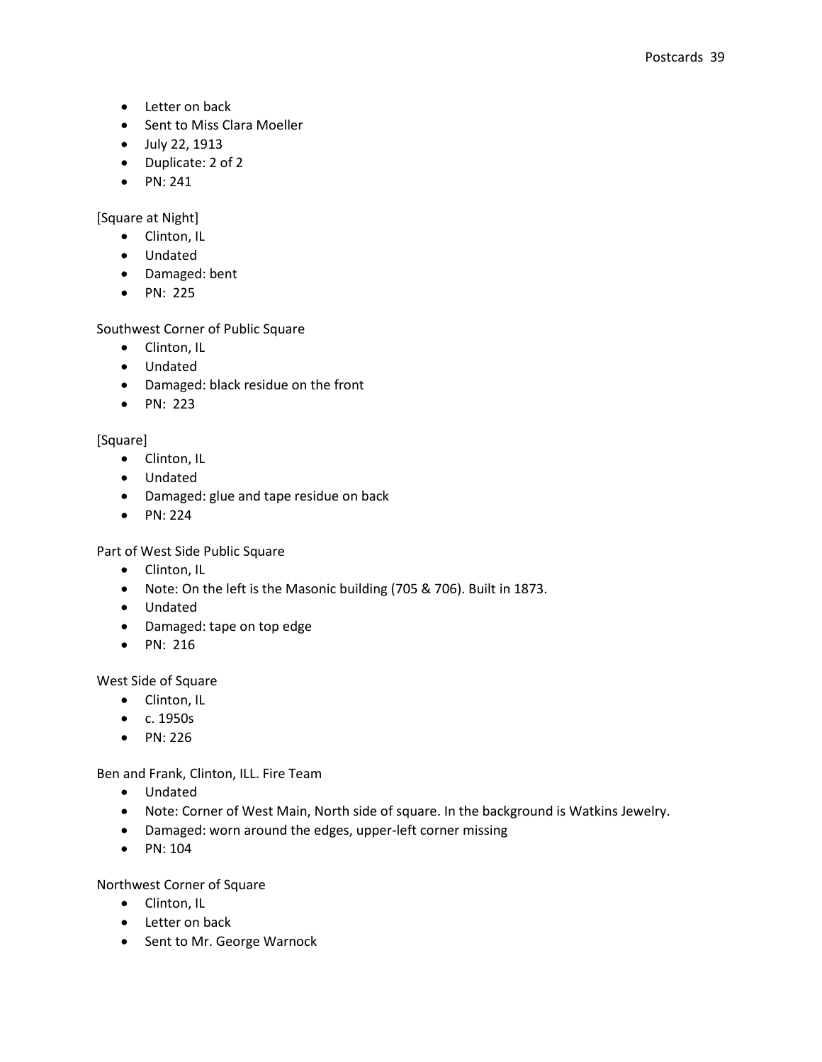- Letter on back
- Sent to Miss Clara Moeller
- July 22, 1913
- Duplicate: 2 of 2
- PN: 241

[Square at Night]

- Clinton, IL
- Undated
- Damaged: bent
- PN: 225

Southwest Corner of Public Square

- Clinton, IL
- Undated
- Damaged: black residue on the front
- PN: 223

[Square]

- Clinton, IL
- Undated
- Damaged: glue and tape residue on back
- PN: 224

Part of West Side Public Square

- Clinton, IL
- Note: On the left is the Masonic building (705 & 706). Built in 1873.
- Undated
- Damaged: tape on top edge
- PN: 216

West Side of Square

- Clinton, IL
- c. 1950s
- PN: 226

Ben and Frank, Clinton, ILL. Fire Team

- Undated
- Note: Corner of West Main, North side of square. In the background is Watkins Jewelry.
- Damaged: worn around the edges, upper-left corner missing
- PN: 104

Northwest Corner of Square

- Clinton, IL
- Letter on back
- Sent to Mr. George Warnock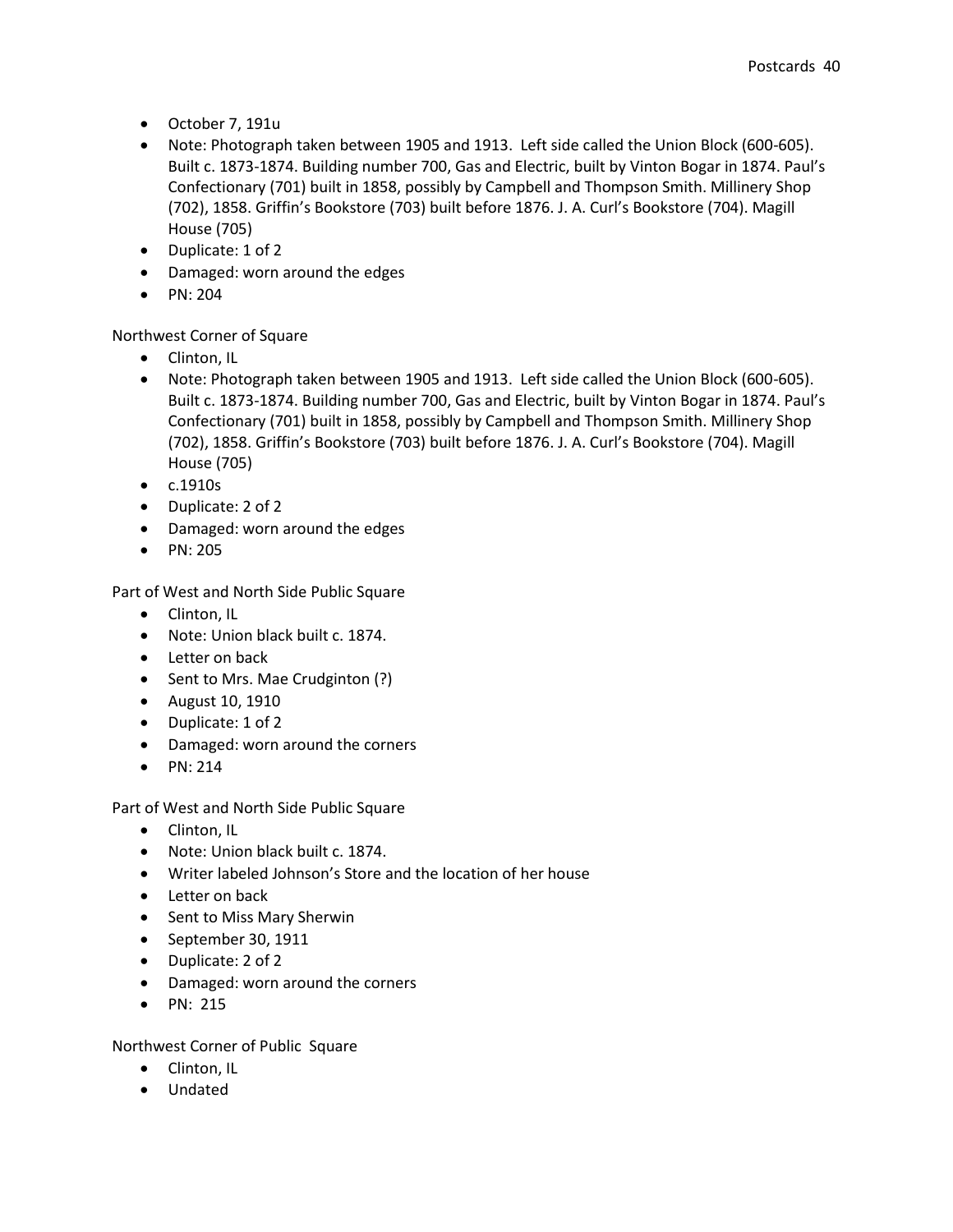- October 7, 191u
- Note: Photograph taken between 1905 and 1913. Left side called the Union Block (600-605). Built c. 1873-1874. Building number 700, Gas and Electric, built by Vinton Bogar in 1874. Paul's Confectionary (701) built in 1858, possibly by Campbell and Thompson Smith. Millinery Shop (702), 1858. Griffin's Bookstore (703) built before 1876. J. A. Curl's Bookstore (704). Magill House (705)
- Duplicate: 1 of 2
- Damaged: worn around the edges
- PN: 204

Northwest Corner of Square

- Clinton, IL
- Note: Photograph taken between 1905 and 1913. Left side called the Union Block (600-605). Built c. 1873-1874. Building number 700, Gas and Electric, built by Vinton Bogar in 1874. Paul's Confectionary (701) built in 1858, possibly by Campbell and Thompson Smith. Millinery Shop (702), 1858. Griffin's Bookstore (703) built before 1876. J. A. Curl's Bookstore (704). Magill House (705)
- c.1910s
- Duplicate: 2 of 2
- Damaged: worn around the edges
- PN: 205

Part of West and North Side Public Square

- Clinton, IL
- Note: Union black built c. 1874.
- Letter on back
- Sent to Mrs. Mae Crudginton (?)
- August 10, 1910
- Duplicate: 1 of 2
- Damaged: worn around the corners
- PN: 214

Part of West and North Side Public Square

- Clinton, IL
- Note: Union black built c. 1874.
- Writer labeled Johnson's Store and the location of her house
- Letter on back
- Sent to Miss Mary Sherwin
- September 30, 1911
- Duplicate: 2 of 2
- Damaged: worn around the corners
- PN: 215

Northwest Corner of Public Square

- Clinton, IL
- Undated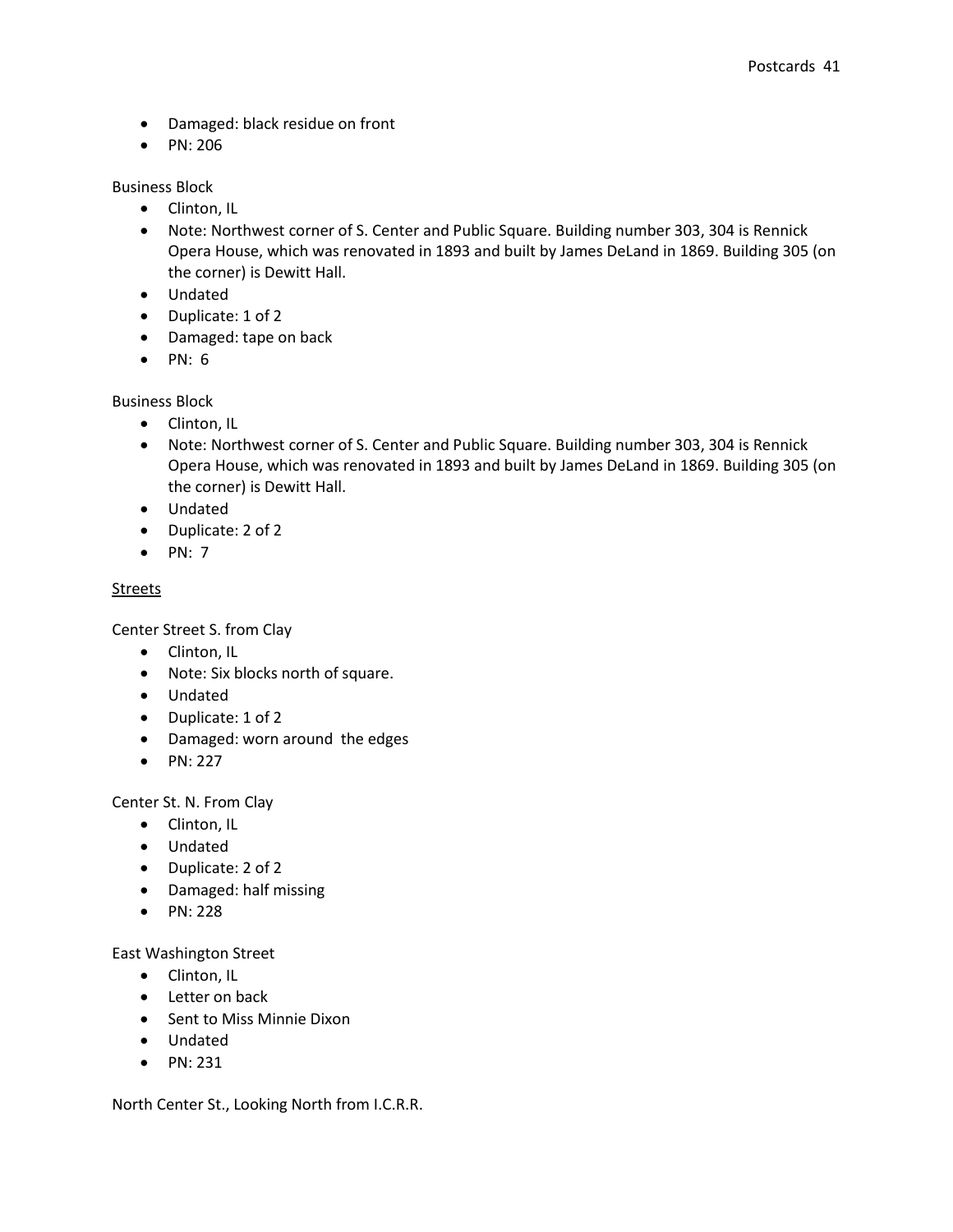- Damaged: black residue on front
- PN: 206

Business Block

- Clinton, IL
- Note: Northwest corner of S. Center and Public Square. Building number 303, 304 is Rennick Opera House, which was renovated in 1893 and built by James DeLand in 1869. Building 305 (on the corner) is Dewitt Hall.
- Undated
- Duplicate: 1 of 2
- Damaged: tape on back
- PN: 6

Business Block

- Clinton, IL
- Note: Northwest corner of S. Center and Public Square. Building number 303, 304 is Rennick Opera House, which was renovated in 1893 and built by James DeLand in 1869. Building 305 (on the corner) is Dewitt Hall.
- Undated
- Duplicate: 2 of 2
- PN: 7

<u>Streets</u>

Center Street S. from Clay

- Clinton, IL
- Note: Six blocks north of square.
- Undated
- Duplicate: 1 of 2
- Damaged: worn around the edges
- PN: 227

Center St. N. From Clay

- Clinton, IL
- Undated
- Duplicate: 2 of 2
- Damaged: half missing
- PN: 228

East Washington Street

- Clinton, IL
- Letter on back
- Sent to Miss Minnie Dixon
- Undated
- PN: 231

North Center St., Looking North from I.C.R.R.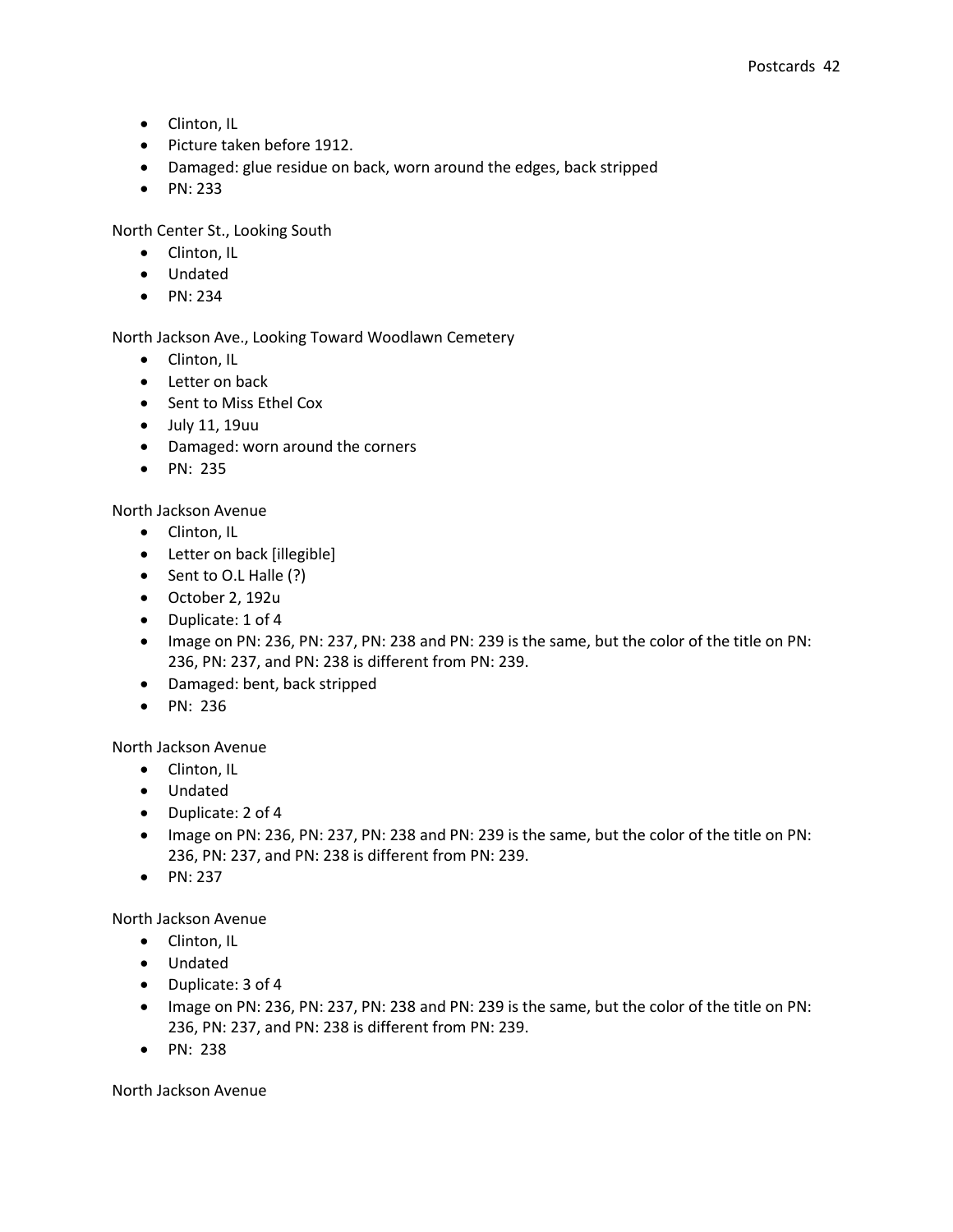- Clinton, IL
- Picture taken before 1912.
- Damaged: glue residue on back, worn around the edges, back stripped
- PN: 233

North Center St., Looking South
- Clinton, IL
- Undated
- PN: 234

North Jackson Ave., Looking Toward Woodlawn Cemetery
- Clinton, IL
- Letter on back
- Sent to Miss Ethel Cox
- July 11, 19uu
- Damaged: worn around the corners
- PN: 235

North Jackson Avenue
- Clinton, IL
- Letter on back [illegible]
- Sent to O.L Halle (?)
- October 2, 192u
- Duplicate: 1 of 4
- Image on PN: 236, PN: 237, PN: 238 and PN: 239 is the same, but the color of the title on PN: 236, PN: 237, and PN: 238 is different from PN: 239.
- Damaged: bent, back stripped
- PN: 236

North Jackson Avenue
- Clinton, IL
- Undated
- Duplicate: 2 of 4
- Image on PN: 236, PN: 237, PN: 238 and PN: 239 is the same, but the color of the title on PN: 236, PN: 237, and PN: 238 is different from PN: 239.
- PN: 237

North Jackson Avenue
- Clinton, IL
- Undated
- Duplicate: 3 of 4
- Image on PN: 236, PN: 237, PN: 238 and PN: 239 is the same, but the color of the title on PN: 236, PN: 237, and PN: 238 is different from PN: 239.
- PN: 238

North Jackson Avenue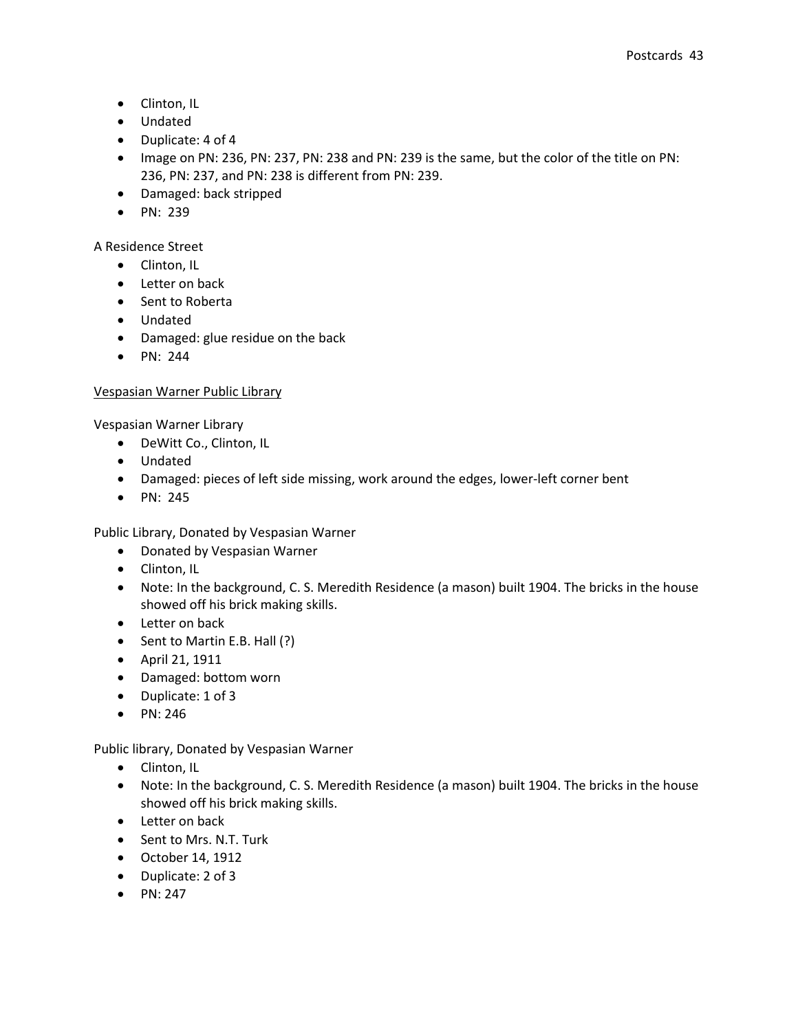- Clinton, IL
- Undated
- Duplicate: 4 of 4
- Image on PN: 236, PN: 237, PN: 238 and PN: 239 is the same, but the color of the title on PN: 236, PN: 237, and PN: 238 is different from PN: 239.
- Damaged: back stripped
- PN: 239

A Residence Street

- Clinton, IL
- Letter on back
- Sent to Roberta
- Undated
- Damaged: glue residue on the back
- PN: 244

<u>Vespasian Warner Public Library</u>

Vespasian Warner Library

- DeWitt Co., Clinton, IL
- Undated
- Damaged: pieces of left side missing, work around the edges, lower-left corner bent
- PN: 245

Public Library, Donated by Vespasian Warner

- Donated by Vespasian Warner
- Clinton, IL
- Note: In the background, C. S. Meredith Residence (a mason) built 1904. The bricks in the house showed off his brick making skills.
- Letter on back
- Sent to Martin E.B. Hall (?)
- April 21, 1911
- Damaged: bottom worn
- Duplicate: 1 of 3
- PN: 246

Public library, Donated by Vespasian Warner

- Clinton, IL
- Note: In the background, C. S. Meredith Residence (a mason) built 1904. The bricks in the house showed off his brick making skills.
- Letter on back
- Sent to Mrs. N.T. Turk
- October 14, 1912
- Duplicate: 2 of 3
- PN: 247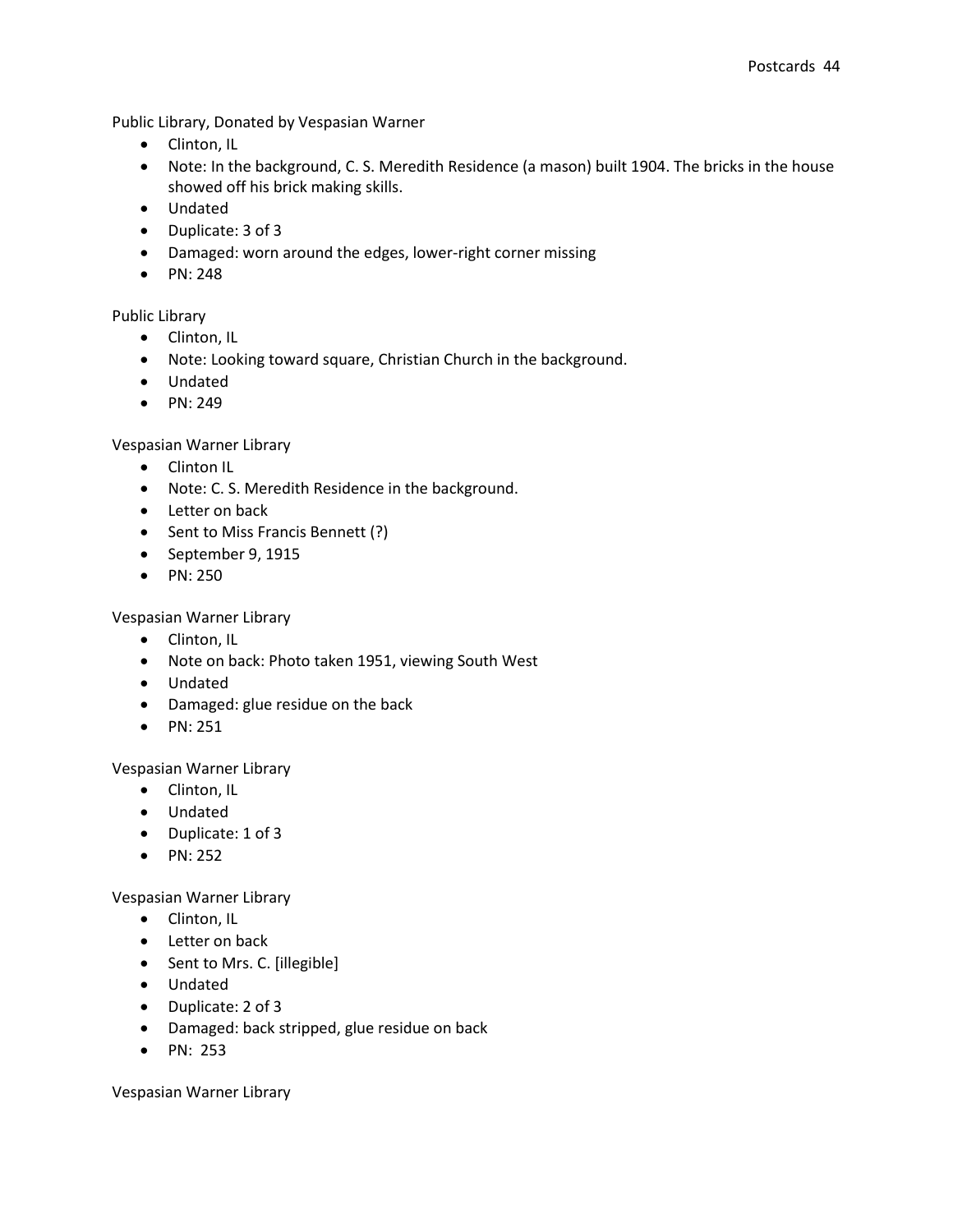Public Library, Donated by Vespasian Warner

- Clinton, IL
- Note: In the background, C. S. Meredith Residence (a mason) built 1904. The bricks in the house showed off his brick making skills.
- Undated
- Duplicate: 3 of 3
- Damaged: worn around the edges, lower-right corner missing
- PN: 248

Public Library

- Clinton, IL
- Note: Looking toward square, Christian Church in the background.
- Undated
- PN: 249

Vespasian Warner Library

- Clinton IL
- Note: C. S. Meredith Residence in the background.
- Letter on back
- Sent to Miss Francis Bennett (?)
- September 9, 1915
- PN: 250

Vespasian Warner Library

- Clinton, IL
- Note on back: Photo taken 1951, viewing South West
- Undated
- Damaged: glue residue on the back
- PN: 251

Vespasian Warner Library

- Clinton, IL
- Undated
- Duplicate: 1 of 3
- PN: 252

Vespasian Warner Library

- Clinton, IL
- Letter on back
- Sent to Mrs. C. [illegible]
- Undated
- Duplicate: 2 of 3
- Damaged: back stripped, glue residue on back
- PN: 253

Vespasian Warner Library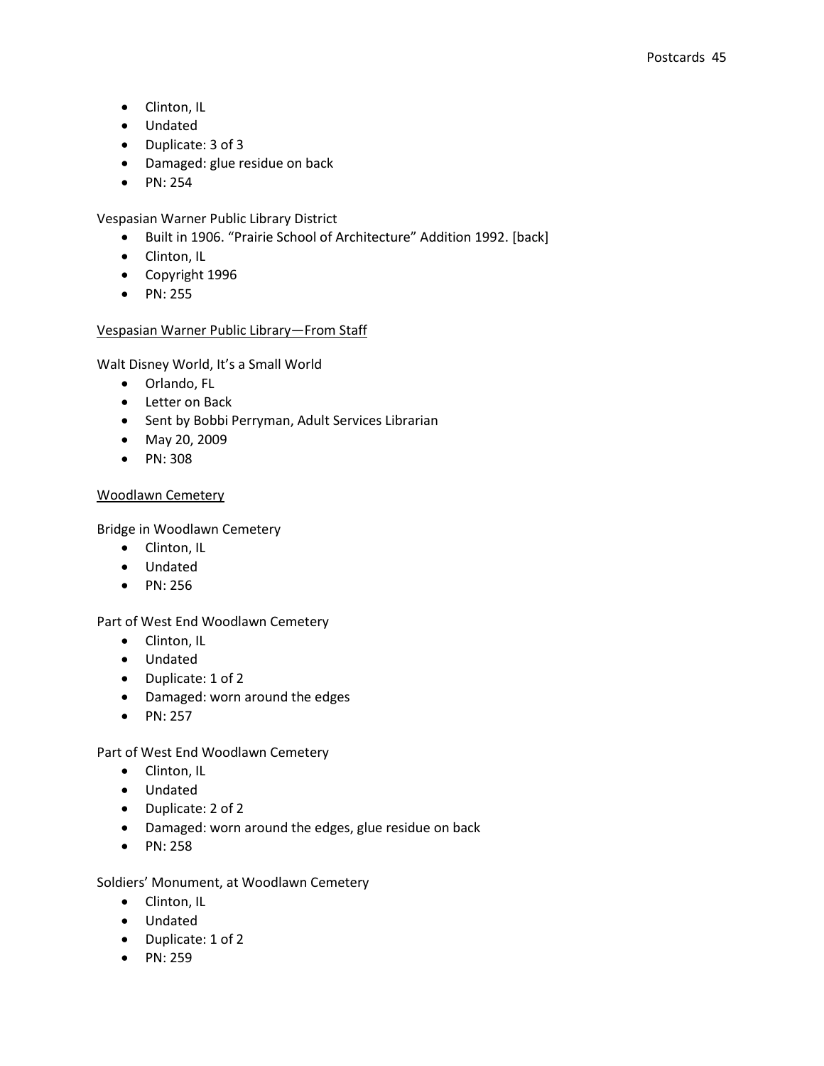- Clinton, IL
- Undated
- Duplicate: 3 of 3
- Damaged: glue residue on back
- PN: 254

Vespasian Warner Public Library District

- Built in 1906. "Prairie School of Architecture" Addition 1992. [back]
- Clinton, IL
- Copyright 1996
- PN: 255

<u>Vespasian Warner Public Library—From Staff</u>

Walt Disney World, It's a Small World

- Orlando, FL
- Letter on Back
- Sent by Bobbi Perryman, Adult Services Librarian
- May 20, 2009
- PN: 308

<u>Woodlawn Cemetery</u>

Bridge in Woodlawn Cemetery

- Clinton, IL
- Undated
- PN: 256

Part of West End Woodlawn Cemetery

- Clinton, IL
- Undated
- Duplicate: 1 of 2
- Damaged: worn around the edges
- PN: 257

Part of West End Woodlawn Cemetery

- Clinton, IL
- Undated
- Duplicate: 2 of 2
- Damaged: worn around the edges, glue residue on back
- PN: 258

Soldiers' Monument, at Woodlawn Cemetery

- Clinton, IL
- Undated
- Duplicate: 1 of 2
- PN: 259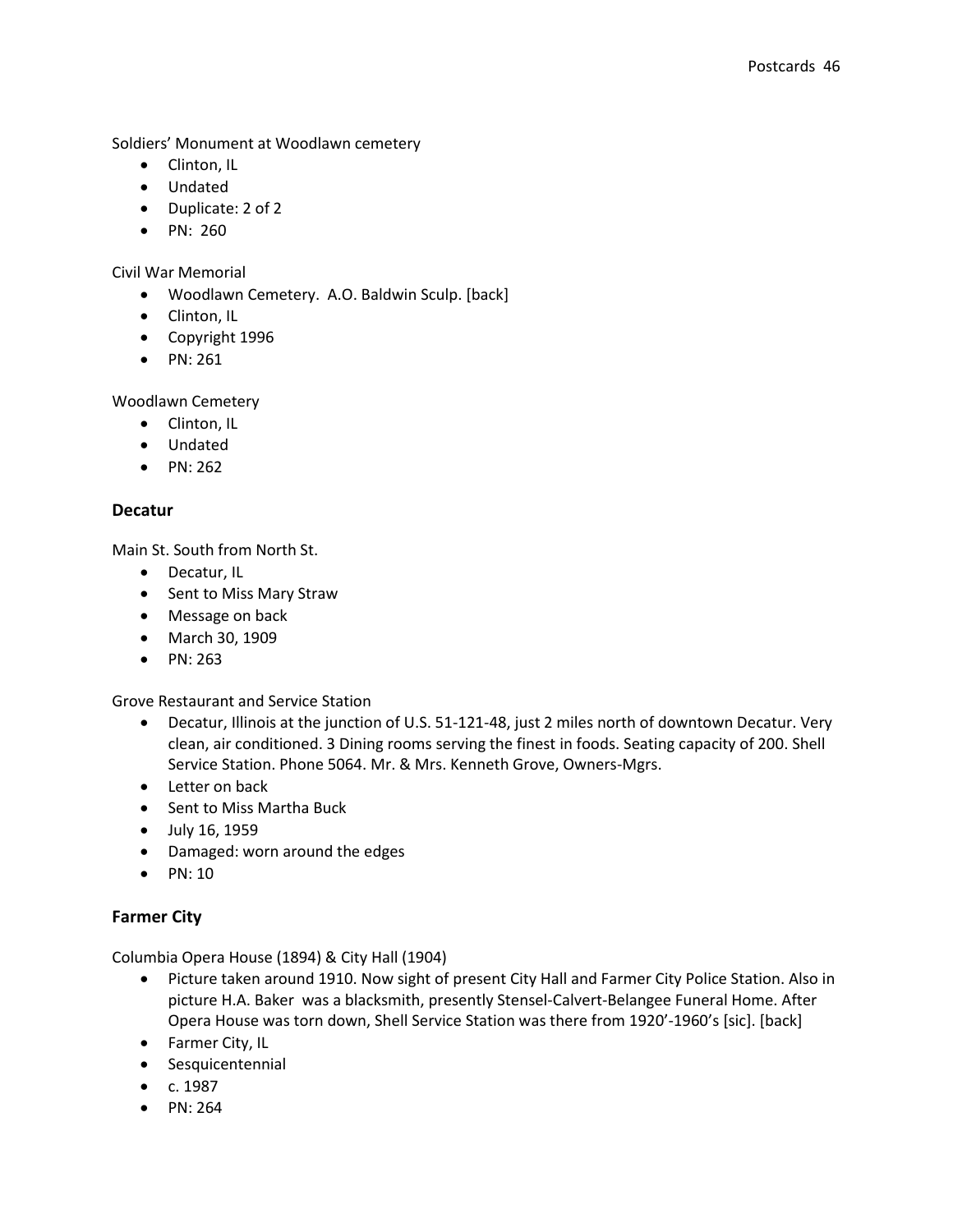Soldiers’ Monument at Woodlawn cemetery

- Clinton, IL
- Undated
- Duplicate: 2 of 2
- PN: 260

Civil War Memorial

- Woodlawn Cemetery. A.O. Baldwin Sculp. [back]
- Clinton, IL
- Copyright 1996
- PN: 261

Woodlawn Cemetery

- Clinton, IL
- Undated
- PN: 262

### Decatur

Main St. South from North St.

- Decatur, IL
- Sent to Miss Mary Straw
- Message on back
- March 30, 1909
- PN: 263

Grove Restaurant and Service Station

- Decatur, Illinois at the junction of U.S. 51-121-48, just 2 miles north of downtown Decatur. Very clean, air conditioned. 3 Dining rooms serving the finest in foods. Seating capacity of 200. Shell Service Station. Phone 5064. Mr. & Mrs. Kenneth Grove, Owners-Mgrs.
- Letter on back
- Sent to Miss Martha Buck
- July 16, 1959
- Damaged: worn around the edges
- PN: 10

### Farmer City

Columbia Opera House (1894) & City Hall (1904)

- Picture taken around 1910. Now sight of present City Hall and Farmer City Police Station. Also in picture H.A. Baker was a blacksmith, presently Stensel-Calvert-Belangee Funeral Home. After Opera House was torn down, Shell Service Station was there from 1920’-1960’s [sic]. [back]
- Farmer City, IL
- Sesquicentennial
- c. 1987
- PN: 264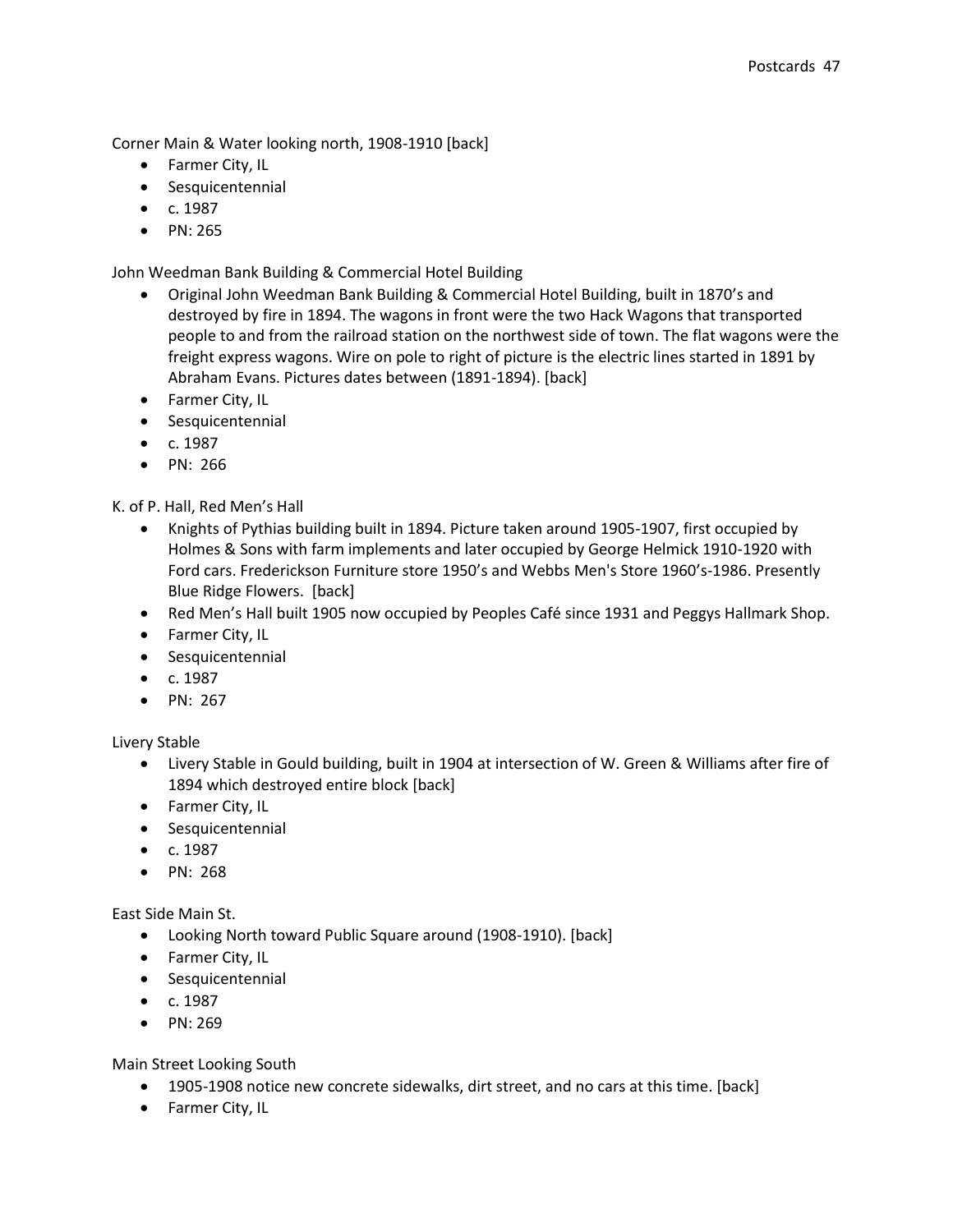Corner Main & Water looking north, 1908-1910 [back]

- Farmer City, IL
- Sesquicentennial
- c. 1987
- PN: 265

John Weedman Bank Building & Commercial Hotel Building

- Original John Weedman Bank Building & Commercial Hotel Building, built in 1870's and destroyed by fire in 1894. The wagons in front were the two Hack Wagons that transported people to and from the railroad station on the northwest side of town. The flat wagons were the freight express wagons. Wire on pole to right of picture is the electric lines started in 1891 by Abraham Evans. Pictures dates between (1891-1894). [back]
- Farmer City, IL
- Sesquicentennial
- c. 1987
- PN: 266

K. of P. Hall, Red Men's Hall

- Knights of Pythias building built in 1894. Picture taken around 1905-1907, first occupied by Holmes & Sons with farm implements and later occupied by George Helmick 1910-1920 with Ford cars. Frederickson Furniture store 1950's and Webbs Men's Store 1960's-1986. Presently Blue Ridge Flowers. [back]
- Red Men's Hall built 1905 now occupied by Peoples Café since 1931 and Peggys Hallmark Shop.
- Farmer City, IL
- Sesquicentennial
- c. 1987
- PN: 267

Livery Stable

- Livery Stable in Gould building, built in 1904 at intersection of W. Green & Williams after fire of 1894 which destroyed entire block [back]
- Farmer City, IL
- Sesquicentennial
- c. 1987
- PN: 268

East Side Main St.

- Looking North toward Public Square around (1908-1910). [back]
- Farmer City, IL
- Sesquicentennial
- c. 1987
- PN: 269

Main Street Looking South

- 1905-1908 notice new concrete sidewalks, dirt street, and no cars at this time. [back]
- Farmer City, IL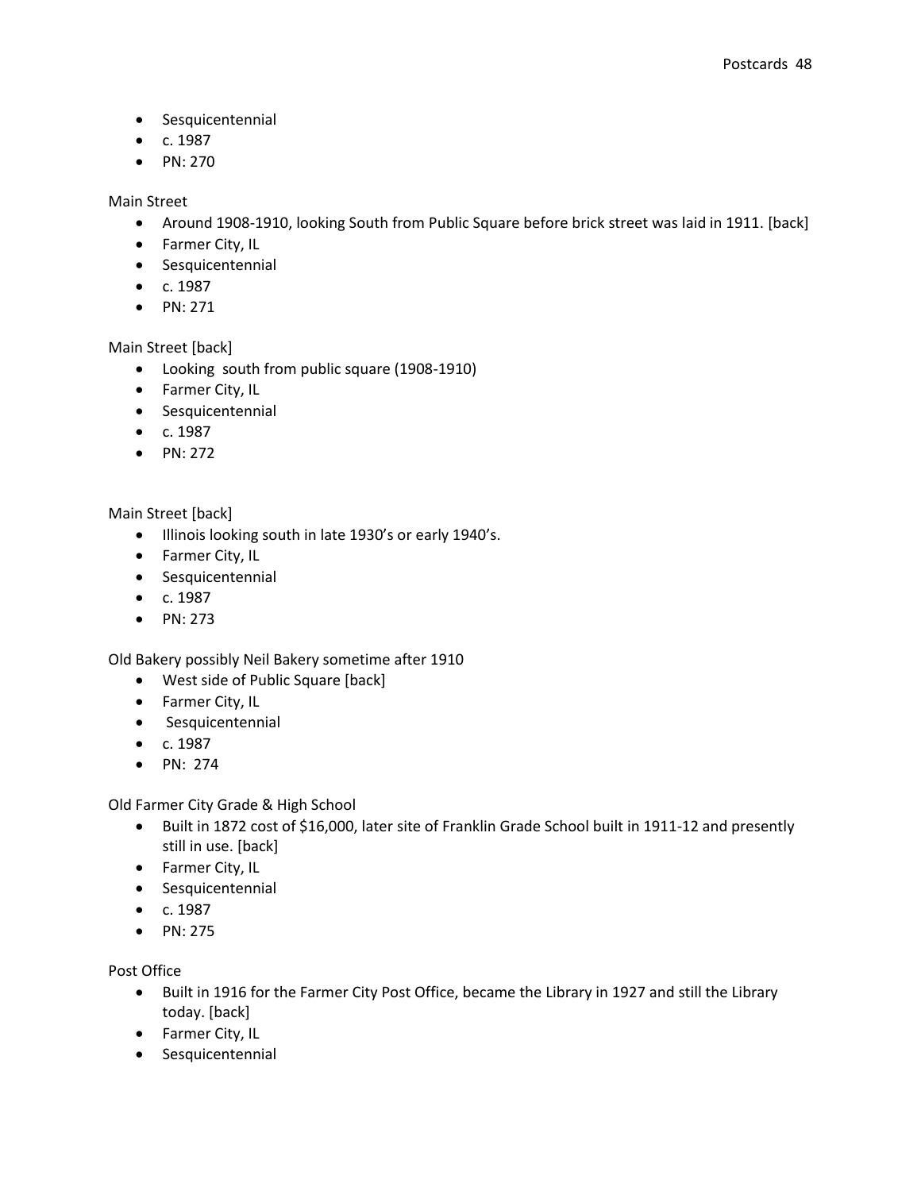- Sesquicentennial
- c. 1987
- PN: 270

Main Street

- Around 1908-1910, looking South from Public Square before brick street was laid in 1911. [back]
- Farmer City, IL
- Sesquicentennial
- c. 1987
- PN: 271

Main Street [back]

- Looking  south from public square (1908-1910)
- Farmer City, IL
- Sesquicentennial
- c. 1987
- PN: 272

Main Street [back]

- Illinois looking south in late 1930's or early 1940's.
- Farmer City, IL
- Sesquicentennial
- c. 1987
- PN: 273

Old Bakery possibly Neil Bakery sometime after 1910

- West side of Public Square [back]
- Farmer City, IL
- Sesquicentennial
- c. 1987
- PN:  274

Old Farmer City Grade & High School

- Built in 1872 cost of $16,000, later site of Franklin Grade School built in 1911-12 and presently still in use. [back]
- Farmer City, IL
- Sesquicentennial
- c. 1987
- PN: 275

Post Office

- Built in 1916 for the Farmer City Post Office, became the Library in 1927 and still the Library today. [back]
- Farmer City, IL
- Sesquicentennial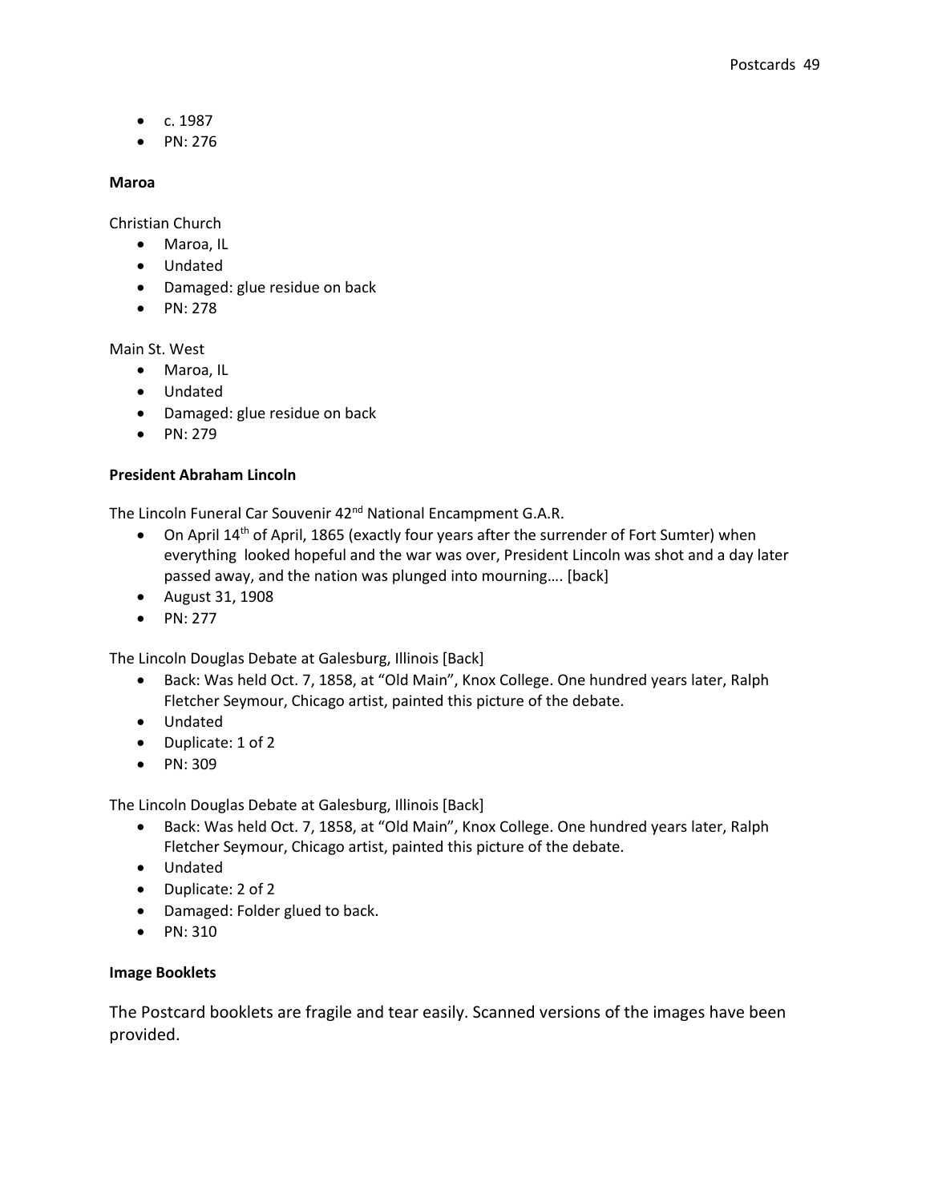- c. 1987
- PN: 276

**Maroa**

Christian Church

- Maroa, IL
- Undated
- Damaged: glue residue on back
- PN: 278

Main St. West

- Maroa, IL
- Undated
- Damaged: glue residue on back
- PN: 279

**President Abraham Lincoln**

The Lincoln Funeral Car Souvenir 42nd National Encampment G.A.R.

- On April 14th of April, 1865 (exactly four years after the surrender of Fort Sumter) when everything looked hopeful and the war was over, President Lincoln was shot and a day later passed away, and the nation was plunged into mourning…. [back]
- August 31, 1908
- PN: 277

The Lincoln Douglas Debate at Galesburg, Illinois [Back]

- Back: Was held Oct. 7, 1858, at "Old Main", Knox College. One hundred years later, Ralph Fletcher Seymour, Chicago artist, painted this picture of the debate.
- Undated
- Duplicate: 1 of 2
- PN: 309

The Lincoln Douglas Debate at Galesburg, Illinois [Back]

- Back: Was held Oct. 7, 1858, at "Old Main", Knox College. One hundred years later, Ralph Fletcher Seymour, Chicago artist, painted this picture of the debate.
- Undated
- Duplicate: 2 of 2
- Damaged: Folder glued to back.
- PN: 310

**Image Booklets**

The Postcard booklets are fragile and tear easily. Scanned versions of the images have been provided.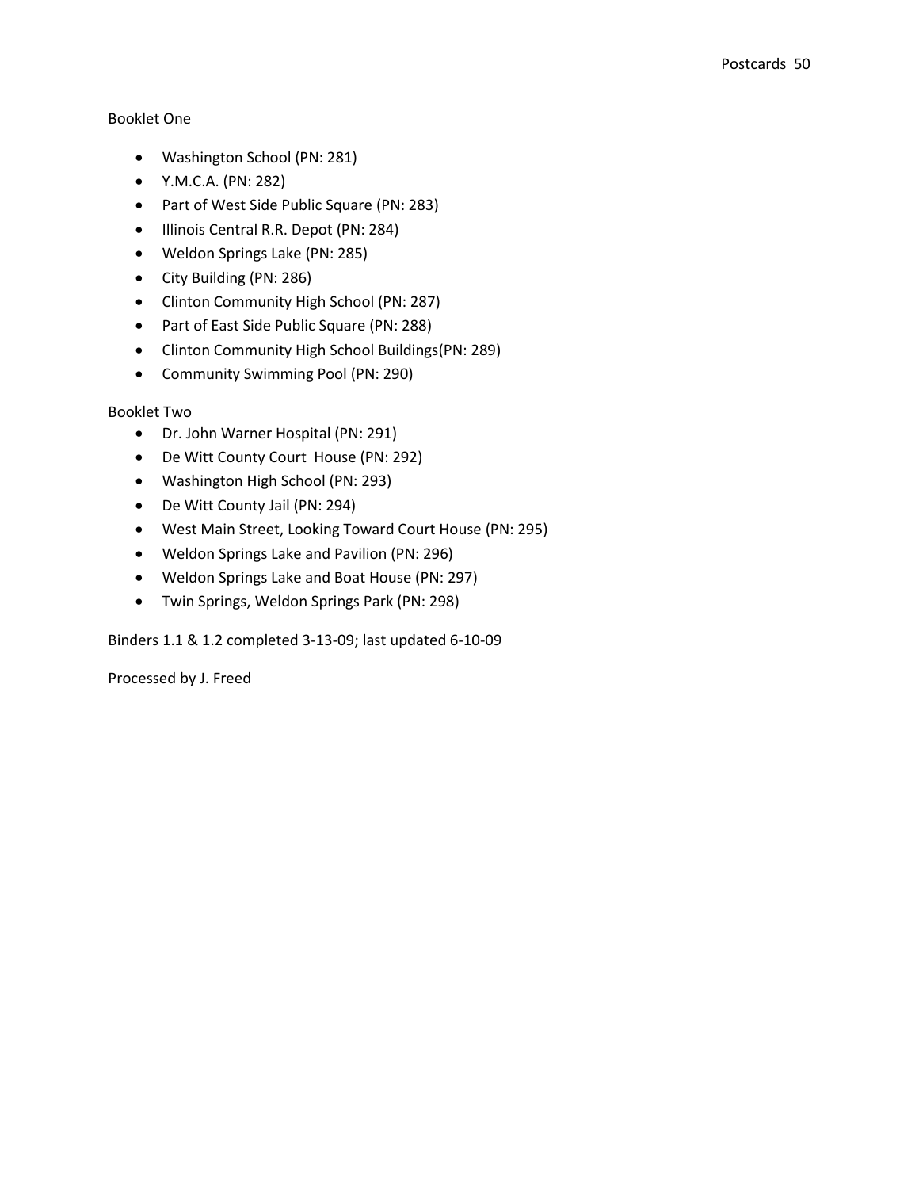Booklet One

- Washington School (PN: 281)
- Y.M.C.A. (PN: 282)
- Part of West Side Public Square (PN: 283)
- Illinois Central R.R. Depot (PN: 284)
- Weldon Springs Lake (PN: 285)
- City Building (PN: 286)
- Clinton Community High School (PN: 287)
- Part of East Side Public Square (PN: 288)
- Clinton Community High School Buildings(PN: 289)
- Community Swimming Pool (PN: 290)

Booklet Two

- Dr. John Warner Hospital (PN: 291)
- De Witt County Court House (PN: 292)
- Washington High School (PN: 293)
- De Witt County Jail (PN: 294)
- West Main Street, Looking Toward Court House (PN: 295)
- Weldon Springs Lake and Pavilion (PN: 296)
- Weldon Springs Lake and Boat House (PN: 297)
- Twin Springs, Weldon Springs Park (PN: 298)

Binders 1.1 & 1.2 completed 3-13-09; last updated 6-10-09

Processed by J. Freed